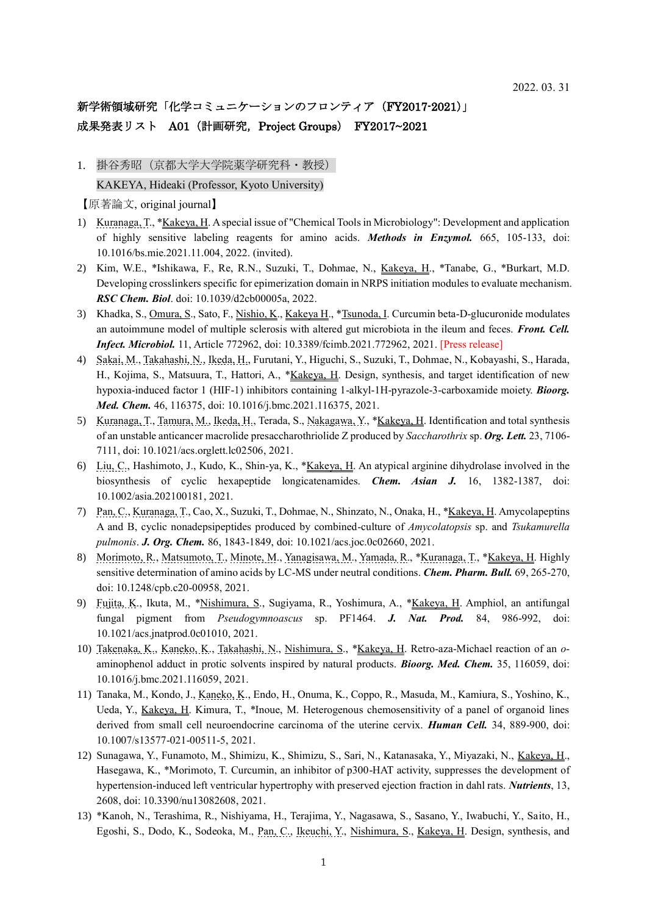2022. 03. 31

新学術領域研究「化学コミュニケーションのフロンティア（FY2017-2021）」
成果発表リスト　A01（計画研究，Project Groups）　FY2017~2021

1. 掛谷秀昭（京都大学大学院薬学研究科・教授）
   KAKEYA, Hideaki (Professor, Kyoto University)

【原著論文, original journal】

1) Kuranaga, T., *Kakeya, H. A special issue of "Chemical Tools in Microbiology": Development and application of highly sensitive labeling reagents for amino acids. ***Methods in Enzymol.*** 665, 105-133, doi: 10.1016/bs.mie.2021.11.004, 2022. (invited).
2) Kim, W.E., *Ishikawa, F., Re, R.N., Suzuki, T., Dohmae, N., Kakeya, H., *Tanabe, G., *Burkart, M.D. Developing crosslinkers specific for epimerization domain in NRPS initiation modules to evaluate mechanism. ***RSC Chem. Biol***. doi: 10.1039/d2cb00005a, 2022.
3) Khadka, S., Omura, S., Sato, F., Nishio, K., Kakeya H., *Tsunoda, I. Curcumin beta-D-glucuronide modulates an autoimmune model of multiple sclerosis with altered gut microbiota in the ileum and feces. ***Front. Cell. Infect. Microbiol.*** 11, Article 772962, doi: 10.3389/fcimb.2021.772962, 2021. [Press release]
4) Sakai, M., Takahashi, N., Ikeda, H., Furutani, Y., Higuchi, S., Suzuki, T., Dohmae, N., Kobayashi, S., Harada, H., Kojima, S., Matsuura, T., Hattori, A., *Kakeya, H. Design, synthesis, and target identification of new hypoxia-induced factor 1 (HIF-1) inhibitors containing 1-alkyl-1H-pyrazole-3-carboxamide moiety. ***Bioorg. Med. Chem.*** 46, 116375, doi: 10.1016/j.bmc.2021.116375, 2021.
5) Kuranaga, T., Tamura, M., Ikeda, H., Terada, S., Nakagawa, Y., *Kakeya, H. Identification and total synthesis of an unstable anticancer macrolide presaccharothriolide Z produced by *Saccharothrix* sp. ***Org. Lett.*** 23, 7106-7111, doi: 10.1021/acs.orglett.1c02506, 2021.
6) Liu, C., Hashimoto, J., Kudo, K., Shin-ya, K., *Kakeya, H. An atypical arginine dihydrolase involved in the biosynthesis of cyclic hexapeptide longicatenamides. ***Chem. Asian J.*** 16, 1382-1387, doi: 10.1002/asia.202100181, 2021.
7) Pan, C., Kuranaga, T., Cao, X., Suzuki, T., Dohmae, N., Shinzato, N., Onaka, H., *Kakeya, H. Amycolapeptins A and B, cyclic nonadepsipeptides produced by combined-culture of *Amycolatopsis* sp. and *Tsukamurella pulmonis*. ***J. Org. Chem.*** 86, 1843-1849, doi: 10.1021/acs.joc.0c02660, 2021.
8) Morimoto, R., Matsumoto, T., Minote, M., Yanagisawa, M., Yamada, R., *Kuranaga, T., *Kakeya, H. Highly sensitive determination of amino acids by LC-MS under neutral conditions. ***Chem. Pharm. Bull.*** 69, 265-270, doi: 10.1248/cpb.c20-00958, 2021.
9) Fujita, K., Ikuta, M., *Nishimura, S., Sugiyama, R., Yoshimura, A., *Kakeya, H. Amphiol, an antifungal fungal pigment from *Pseudogymnoascus* sp. PF1464. ***J. Nat. Prod.*** 84, 986-992, doi: 10.1021/acs.jnatprod.0c01010, 2021.
10) Takenaka, K., Kaneko, K., Takahashi, N., Nishimura, S., *Kakeya, H. Retro-aza-Michael reaction of an *o*-aminophenol adduct in protic solvents inspired by natural products. ***Bioorg. Med. Chem.*** 35, 116059, doi: 10.1016/j.bmc.2021.116059, 2021.
11) Tanaka, M., Kondo, J., Kaneko, K., Endo, H., Onuma, K., Coppo, R., Masuda, M., Kamiura, S., Yoshino, K., Ueda, Y., Kakeya, H. Kimura, T., *Inoue, M. Heterogenous chemosensitivity of a panel of organoid lines derived from small cell neuroendocrine carcinoma of the uterine cervix. ***Human Cell.*** 34, 889-900, doi: 10.1007/s13577-021-00511-5, 2021.
12) Sunagawa, Y., Funamoto, M., Shimizu, K., Shimizu, S., Sari, N., Katanasaka, Y., Miyazaki, N., Kakeya, H., Hasegawa, K., *Morimoto, T. Curcumin, an inhibitor of p300-HAT activity, suppresses the development of hypertension-induced left ventricular hypertrophy with preserved ejection fraction in dahl rats. ***Nutrients***, 13, 2608, doi: 10.3390/nu13082608, 2021.
13) *Kanoh, N., Terashima, R., Nishiyama, H., Terajima, Y., Nagasawa, S., Sasano, Y., Iwabuchi, Y., Saito, H., Egoshi, S., Dodo, K., Sodeoka, M., Pan, C., Ikeuchi, Y., Nishimura, S., Kakeya, H. Design, synthesis, and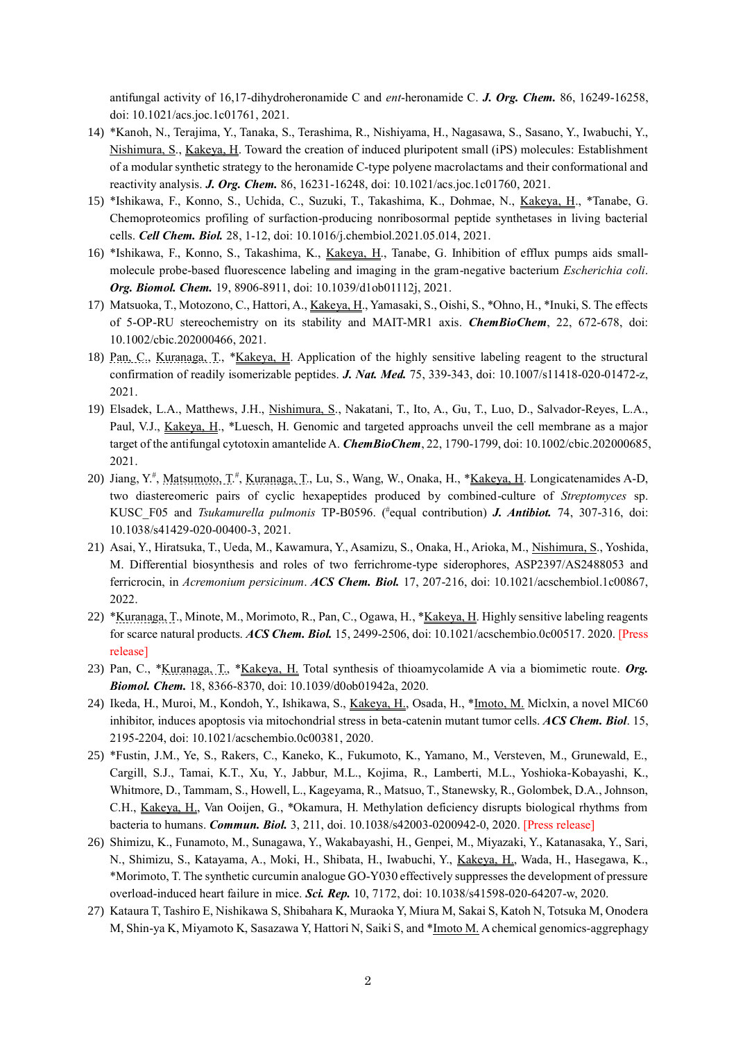antifungal activity of 16,17-dihydroheronamide C and *ent*-heronamide C. ***J. Org. Chem.*** 86, 16249-16258, doi: 10.1021/acs.joc.1c01761, 2021.

14) *Kanoh, N., Terajima, Y., Tanaka, S., Terashima, R., Nishiyama, H., Nagasawa, S., Sasano, Y., Iwabuchi, Y., Nishimura, S., Kakeya, H. Toward the creation of induced pluripotent small (iPS) molecules: Establishment of a modular synthetic strategy to the heronamide C-type polyene macrolactams and their conformational and reactivity analysis. ***J. Org. Chem.*** 86, 16231-16248, doi: 10.1021/acs.joc.1c01760, 2021.
15) *Ishikawa, F., Konno, S., Uchida, C., Suzuki, T., Takashima, K., Dohmae, N., Kakeya, H., *Tanabe, G. Chemoproteomics profiling of surfaction-producing nonribosormal peptide synthetases in living bacterial cells. ***Cell Chem. Biol.*** 28, 1-12, doi: 10.1016/j.chembiol.2021.05.014, 2021.
16) *Ishikawa, F., Konno, S., Takashima, K., Kakeya, H., Tanabe, G. Inhibition of efflux pumps aids small-molecule probe-based fluorescence labeling and imaging in the gram-negative bacterium *Escherichia coli*. ***Org. Biomol. Chem.*** 19, 8906-8911, doi: 10.1039/d1ob01112j, 2021.
17) Matsuoka, T., Motozono, C., Hattori, A., Kakeya, H., Yamasaki, S., Oishi, S., *Ohno, H., *Inuki, S. The effects of 5-OP-RU stereochemistry on its stability and MAIT-MR1 axis. ***ChemBioChem***, 22, 672-678, doi: 10.1002/cbic.202000466, 2021.
18) Pan, C., Kuranaga, T., *Kakeya, H. Application of the highly sensitive labeling reagent to the structural confirmation of readily isomerizable peptides. ***J. Nat. Med.*** 75, 339-343, doi: 10.1007/s11418-020-01472-z, 2021.
19) Elsadek, L.A., Matthews, J.H., Nishimura, S., Nakatani, T., Ito, A., Gu, T., Luo, D., Salvador-Reyes, L.A., Paul, V.J., Kakeya, H., *Luesch, H. Genomic and targeted approachs unveil the cell membrane as a major target of the antifungal cytotoxin amantelide A. ***ChemBioChem***, 22, 1790-1799, doi: 10.1002/cbic.202000685, 2021.
20) Jiang, Y.[#], Matsumoto, T.[#], Kuranaga, T., Lu, S., Wang, W., Onaka, H., *Kakeya, H. Longicatenamides A-D, two diastereomeric pairs of cyclic hexapeptides produced by combined-culture of *Streptomyces* sp. KUSC_F05 and *Tsukamurella pulmonis* TP-B0596. ([#]equal contribution) ***J. Antibiot.*** 74, 307-316, doi: 10.1038/s41429-020-00400-3, 2021.
21) Asai, Y., Hiratsuka, T., Ueda, M., Kawamura, Y., Asamizu, S., Onaka, H., Arioka, M., Nishimura, S., Yoshida, M. Differential biosynthesis and roles of two ferrichrome-type siderophores, ASP2397/AS2488053 and ferricrocin, in *Acremonium persicinum*. ***ACS Chem. Biol.*** 17, 207-216, doi: 10.1021/acschembiol.1c00867, 2022.
22) *Kuranaga, T., Minote, M., Morimoto, R., Pan, C., Ogawa, H., *Kakeya, H. Highly sensitive labeling reagents for scarce natural products. ***ACS Chem. Biol.*** 15, 2499-2506, doi: 10.1021/acschembio.0c00517. 2020. [Press release]
23) Pan, C., *Kuranaga, T., *Kakeya, H. Total synthesis of thioamycolamide A via a biomimetic route. ***Org. Biomol. Chem.*** 18, 8366-8370, doi: 10.1039/d0ob01942a, 2020.
24) Ikeda, H., Muroi, M., Kondoh, Y., Ishikawa, S., Kakeya, H., Osada, H., *Imoto, M. Miclxin, a novel MIC60 inhibitor, induces apoptosis via mitochondrial stress in beta-catenin mutant tumor cells. ***ACS Chem. Biol***. 15, 2195-2204, doi: 10.1021/acschembio.0c00381, 2020.
25) *Fustin, J.M., Ye, S., Rakers, C., Kaneko, K., Fukumoto, K., Yamano, M., Versteven, M., Grunewald, E., Cargill, S.J., Tamai, K.T., Xu, Y., Jabbur, M.L., Kojima, R., Lamberti, M.L., Yoshioka-Kobayashi, K., Whitmore, D., Tammam, S., Howell, L., Kageyama, R., Matsuo, T., Stanewsky, R., Golombek, D.A., Johnson, C.H., Kakeya, H., Van Ooijen, G., *Okamura, H. Methylation deficiency disrupts biological rhythms from bacteria to humans. ***Commun. Biol.*** 3, 211, doi. 10.1038/s42003-0200942-0, 2020. [Press release]
26) Shimizu, K., Funamoto, M., Sunagawa, Y., Wakabayashi, H., Genpei, M., Miyazaki, Y., Katanasaka, Y., Sari, N., Shimizu, S., Katayama, A., Moki, H., Shibata, H., Iwabuchi, Y., Kakeya, H., Wada, H., Hasegawa, K., *Morimoto, T. The synthetic curcumin analogue GO-Y030 effectively suppresses the development of pressure overload-induced heart failure in mice. ***Sci. Rep.*** 10, 7172, doi: 10.1038/s41598-020-64207-w, 2020.
27) Kataura T, Tashiro E, Nishikawa S, Shibahara K, Muraoka Y, Miura M, Sakai S, Katoh N, Totsuka M, Onodera M, Shin-ya K, Miyamoto K, Sasazawa Y, Hattori N, Saiki S, and *Imoto M. A chemical genomics-aggrephagy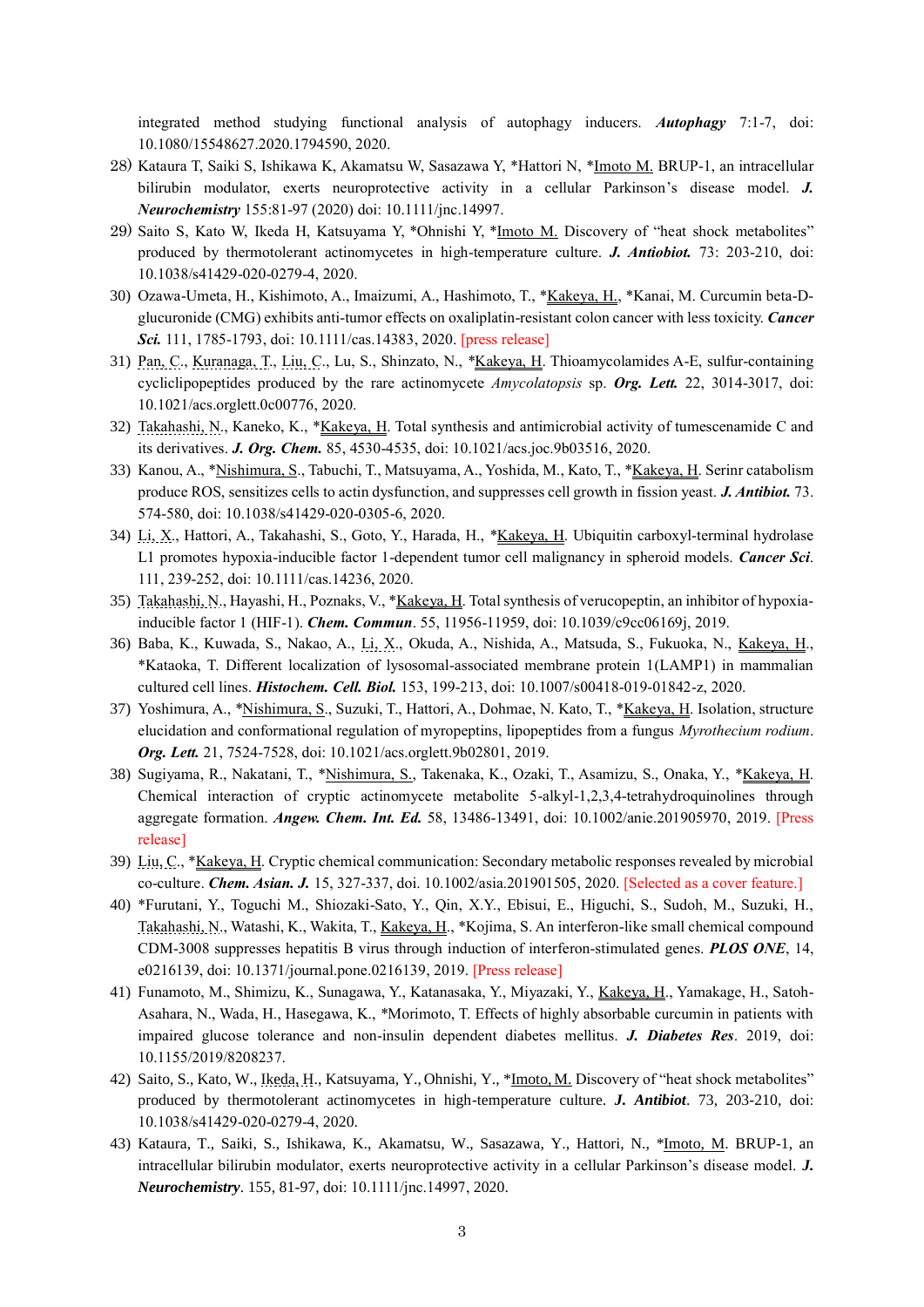integrated method studying functional analysis of autophagy inducers. ***Autophagy*** 7:1-7, doi: 10.1080/15548627.2020.1794590, 2020.

28) Kataura T, Saiki S, Ishikawa K, Akamatsu W, Sasazawa Y, *Hattori N, *Imoto M. BRUP-1, an intracellular bilirubin modulator, exerts neuroprotective activity in a cellular Parkinson's disease model. ***J. Neurochemistry*** 155:81-97 (2020) doi: 10.1111/jnc.14997.

29) Saito S, Kato W, Ikeda H, Katsuyama Y, *Ohnishi Y, *Imoto M. Discovery of "heat shock metabolites" produced by thermotolerant actinomycetes in high-temperature culture. ***J. Antiobiot.*** 73: 203-210, doi: 10.1038/s41429-020-0279-4, 2020.

30) Ozawa-Umeta, H., Kishimoto, A., Imaizumi, A., Hashimoto, T., *Kakeya, H., *Kanai, M. Curcumin beta-D-glucuronide (CMG) exhibits anti-tumor effects on oxaliplatin-resistant colon cancer with less toxicity. ***Cancer Sci.*** 111, 1785-1793, doi: 10.1111/cas.14383, 2020. [press release]

31) Pan, C., Kuranaga, T., Liu, C., Lu, S., Shinzato, N., *Kakeya, H. Thioamycolamides A-E, sulfur-containing cycliclipopeptides produced by the rare actinomycete *Amycolatopsis* sp. ***Org. Lett.*** 22, 3014-3017, doi: 10.1021/acs.orglett.0c00776, 2020.

32) Takahashi, N., Kaneko, K., *Kakeya, H. Total synthesis and antimicrobial activity of tumescenamide C and its derivatives. ***J. Org. Chem.*** 85, 4530-4535, doi: 10.1021/acs.joc.9b03516, 2020.

33) Kanou, A., *Nishimura, S., Tabuchi, T., Matsuyama, A., Yoshida, M., Kato, T., *Kakeya, H. Serinr catabolism produce ROS, sensitizes cells to actin dysfunction, and suppresses cell growth in fission yeast. ***J. Antibiot.*** 73. 574-580, doi: 10.1038/s41429-020-0305-6, 2020.

34) Li, X., Hattori, A., Takahashi, S., Goto, Y., Harada, H., *Kakeya, H. Ubiquitin carboxyl-terminal hydrolase L1 promotes hypoxia-inducible factor 1-dependent tumor cell malignancy in spheroid models. ***Cancer Sci***. 111, 239-252, doi: 10.1111/cas.14236, 2020.

35) Takahashi, N., Hayashi, H., Poznaks, V., *Kakeya, H. Total synthesis of verucopeptin, an inhibitor of hypoxia-inducible factor 1 (HIF-1). ***Chem. Commun***. 55, 11956-11959, doi: 10.1039/c9cc06169j, 2019.

36) Baba, K., Kuwada, S., Nakao, A., Li, X., Okuda, A., Nishida, A., Matsuda, S., Fukuoka, N., Kakeya, H., *Kataoka, T. Different localization of lysosomal-associated membrane protein 1(LAMP1) in mammalian cultured cell lines. ***Histochem. Cell. Biol.*** 153, 199-213, doi: 10.1007/s00418-019-01842-z, 2020.

37) Yoshimura, A., *Nishimura, S., Suzuki, T., Hattori, A., Dohmae, N. Kato, T., *Kakeya, H. Isolation, structure elucidation and conformational regulation of myropeptins, lipopeptides from a fungus *Myrothecium rodium*. ***Org. Lett.*** 21, 7524-7528, doi: 10.1021/acs.orglett.9b02801, 2019.

38) Sugiyama, R., Nakatani, T., *Nishimura, S., Takenaka, K., Ozaki, T., Asamizu, S., Onaka, Y., *Kakeya, H. Chemical interaction of cryptic actinomycete metabolite 5-alkyl-1,2,3,4-tetrahydroquinolines through aggregate formation. ***Angew. Chem. Int. Ed.*** 58, 13486-13491, doi: 10.1002/anie.201905970, 2019. [Press release]

39) Liu, C., *Kakeya, H. Cryptic chemical communication: Secondary metabolic responses revealed by microbial co-culture. ***Chem. Asian. J.*** 15, 327-337, doi. 10.1002/asia.201901505, 2020. [Selected as a cover feature.]

40) *Furutani, Y., Toguchi M., Shiozaki-Sato, Y., Qin, X.Y., Ebisui, E., Higuchi, S., Sudoh, M., Suzuki, H., Takahashi, N., Watashi, K., Wakita, T., Kakeya, H., *Kojima, S. An interferon-like small chemical compound CDM-3008 suppresses hepatitis B virus through induction of interferon-stimulated genes. ***PLOS ONE***, 14, e0216139, doi: 10.1371/journal.pone.0216139, 2019. [Press release]

41) Funamoto, M., Shimizu, K., Sunagawa, Y., Katanasaka, Y., Miyazaki, Y., Kakeya, H., Yamakage, H., Satoh-Asahara, N., Wada, H., Hasegawa, K., *Morimoto, T. Effects of highly absorbable curcumin in patients with impaired glucose tolerance and non-insulin dependent diabetes mellitus. ***J. Diabetes Res***. 2019, doi: 10.1155/2019/8208237.

42) Saito, S., Kato, W., Ikeda, H., Katsuyama, Y., Ohnishi, Y., *Imoto, M. Discovery of "heat shock metabolites" produced by thermotolerant actinomycetes in high-temperature culture. ***J. Antibiot***. 73, 203-210, doi: 10.1038/s41429-020-0279-4, 2020.

43) Kataura, T., Saiki, S., Ishikawa, K., Akamatsu, W., Sasazawa, Y., Hattori, N., *Imoto, M. BRUP-1, an intracellular bilirubin modulator, exerts neuroprotective activity in a cellular Parkinson's disease model. ***J. Neurochemistry***. 155, 81-97, doi: 10.1111/jnc.14997, 2020.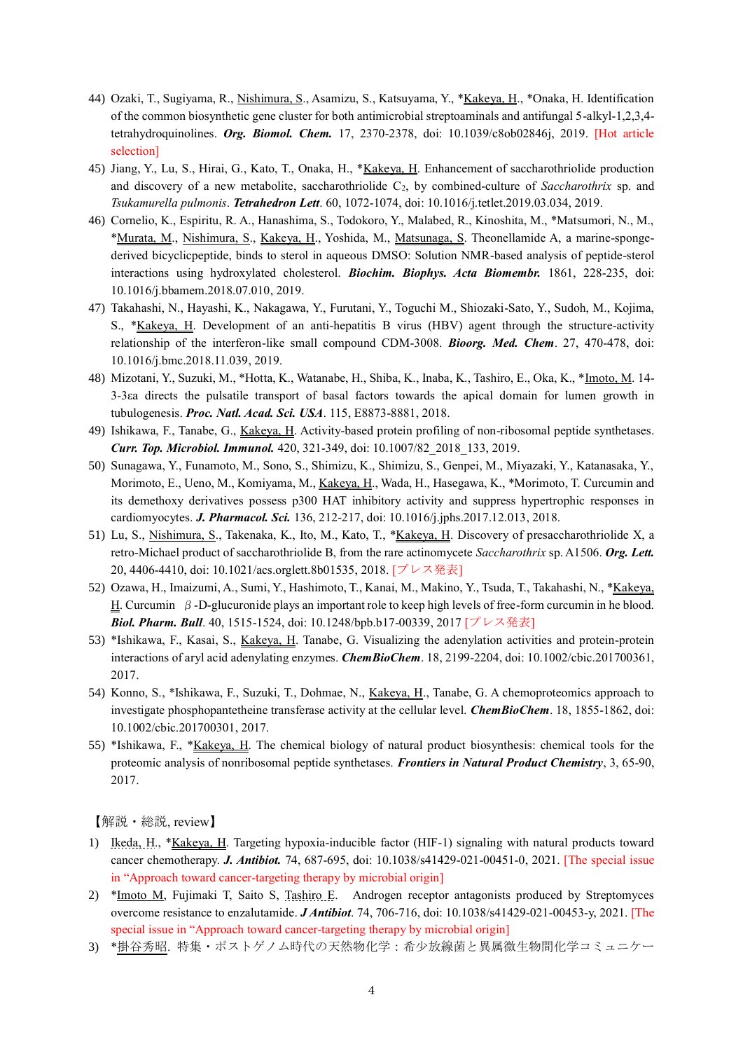44) Ozaki, T., Sugiyama, R., Nishimura, S., Asamizu, S., Katsuyama, Y., *Kakeya, H., *Onaka, H. Identification of the common biosynthetic gene cluster for both antimicrobial streptoaminals and antifungal 5-alkyl-1,2,3,4-tetrahydroquinolines. ***Org. Biomol. Chem.*** 17, 2370-2378, doi: 10.1039/c8ob02846j, 2019. [Hot article selection]

45) Jiang, Y., Lu, S., Hirai, G., Kato, T., Onaka, H., *Kakeya, H. Enhancement of saccharothriolide production and discovery of a new metabolite, saccharothriolide $C_2$, by combined-culture of *Saccharothrix* sp. and *Tsukamurella pulmonis*. ***Tetrahedron Lett***. 60, 1072-1074, doi: 10.1016/j.tetlet.2019.03.034, 2019.

46) Cornelio, K., Espiritu, R. A., Hanashima, S., Todokoro, Y., Malabed, R., Kinoshita, M., *Matsumori, N., M., *Murata, M., Nishimura, S., Kakeya, H., Yoshida, M., Matsunaga, S. Theonellamide A, a marine-sponge-derived bicyclicpeptide, binds to sterol in aqueous DMSO: Solution NMR-based analysis of peptide-sterol interactions using hydroxylated cholesterol. ***Biochim. Biophys. Acta Biomembr.*** 1861, 228-235, doi: 10.1016/j.bbamem.2018.07.010, 2019.

47) Takahashi, N., Hayashi, K., Nakagawa, Y., Furutani, Y., Toguchi M., Shiozaki-Sato, Y., Sudoh, M., Kojima, S., *Kakeya, H. Development of an anti-hepatitis B virus (HBV) agent through the structure-activity relationship of the interferon-like small compound CDM-3008. ***Bioorg. Med. Chem***. 27, 470-478, doi: 10.1016/j.bmc.2018.11.039, 2019.

48) Mizotani, Y., Suzuki, M., *Hotta, K., Watanabe, H., Shiba, K., Inaba, K., Tashiro, E., Oka, K., *Imoto, M. 14-3-3εa directs the pulsatile transport of basal factors towards the apical domain for lumen growth in tubulogenesis. ***Proc. Natl. Acad. Sci. USA***. 115, E8873-8881, 2018.

49) Ishikawa, F., Tanabe, G., Kakeya, H. Activity-based protein profiling of non-ribosomal peptide synthetases. ***Curr. Top. Microbiol. Immunol.*** 420, 321-349, doi: 10.1007/82_2018_133, 2019.

50) Sunagawa, Y., Funamoto, M., Sono, S., Shimizu, K., Shimizu, S., Genpei, M., Miyazaki, Y., Katanasaka, Y., Morimoto, E., Ueno, M., Komiyama, M., Kakeya, H., Wada, H., Hasegawa, K., *Morimoto, T. Curcumin and its demethoxy derivatives possess p300 HAT inhibitory activity and suppress hypertrophic responses in cardiomyocytes. ***J. Pharmacol. Sci.*** 136, 212-217, doi: 10.1016/j.jphs.2017.12.013, 2018.

51) Lu, S., Nishimura, S., Takenaka, K., Ito, M., Kato, T., *Kakeya, H. Discovery of presaccharothriolide X, a retro-Michael product of saccharothriolide B, from the rare actinomycete *Saccharothrix* sp. A1506. ***Org. Lett.*** 20, 4406-4410, doi: 10.1021/acs.orglett.8b01535, 2018. [プレス発表]

52) Ozawa, H., Imaizumi, A., Sumi, Y., Hashimoto, T., Kanai, M., Makino, Y., Tsuda, T., Takahashi, N., *Kakeya, H. Curcumin β-D-glucuronide plays an important role to keep high levels of free-form curcumin in he blood. ***Biol. Pharm. Bull***. 40, 1515-1524, doi: 10.1248/bpb.b17-00339, 2017 [プレス発表]

53) *Ishikawa, F., Kasai, S., Kakeya, H. Tanabe, G. Visualizing the adenylation activities and protein-protein interactions of aryl acid adenylating enzymes. ***ChemBioChem***. 18, 2199-2204, doi: 10.1002/cbic.201700361, 2017.

54) Konno, S., *Ishikawa, F., Suzuki, T., Dohmae, N., Kakeya, H., Tanabe, G. A chemoproteomics approach to investigate phosphopantetheine transferase activity at the cellular level. ***ChemBioChem***. 18, 1855-1862, doi: 10.1002/cbic.201700301, 2017.

55) *Ishikawa, F., *Kakeya, H. The chemical biology of natural product biosynthesis: chemical tools for the proteomic analysis of nonribosomal peptide synthetases. ***Frontiers in Natural Product Chemistry***, 3, 65-90, 2017.

【解説・総説, review】

1) Ikeda, H., *Kakeya, H. Targeting hypoxia-inducible factor (HIF-1) signaling with natural products toward cancer chemotherapy. ***J. Antibiot.*** 74, 687-695, doi: 10.1038/s41429-021-00451-0, 2021. [The special issue in "Approach toward cancer-targeting therapy by microbial origin]

2) *Imoto M, Fujimaki T, Saito S, Tashiro E. Androgen receptor antagonists produced by Streptomyces overcome resistance to enzalutamide. ***J Antibiot***. 74, 706-716, doi: 10.1038/s41429-021-00453-y, 2021. [The special issue in "Approach toward cancer-targeting therapy by microbial origin]

3) *掛谷秀昭. 特集・ポストゲノム時代の天然物化学：希少放線菌と異属微生物間化学コミュニケー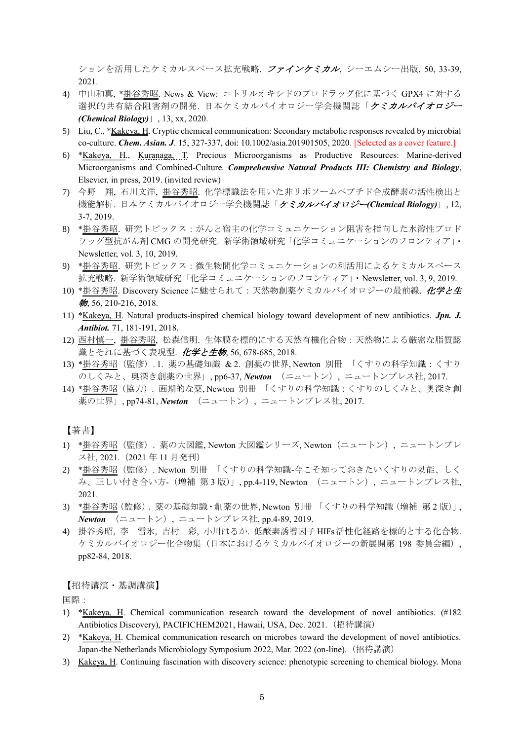ションを活用したケミカルスペース拡充戦略. *ファインケミカル*, シーエムシー出版, 50, 33-39, 2021.

4) 中山和真, *掛谷秀昭. News & View: ニトリルオキシドのプロドラッグ化に基づく GPX4 に対する選択的共有結合阻害剤の開発. 日本ケミカルバイオロジー学会機関誌「*ケミカルバイオロジー (Chemical Biology)*」, 13, xx, 2020.
5) Liu, C., *Kakeya, H. Cryptic chemical communication: Secondary metabolic responses revealed by microbial co-culture. ***Chem. Asian. J***. 15, 327-337, doi: 10.1002/asia.201901505, 2020. [Selected as a cover feature.]
6) *Kakeya, H., Kuranaga, T. Precious Microorganisms as Productive Resources: Marine-derived Microorganisms and Combined-Culture. ***Comprehensive Natural Products III: Chemistry and Biology***, Elsevier, in press, 2019. (invited review)
7) 今野　翔, 石川文洋, 掛谷秀昭. 化学標識法を用いた非リボソームペプチド合成酵素の活性検出と機能解析. 日本ケミカルバイオロジー学会機関誌「*ケミカルバイオロジー(Chemical Biology)*」, 12, 3-7, 2019.
8) *掛谷秀昭. 研究トピックス：がんと宿主の化学コミュニケーション阻害を指向した水溶性プロドラッグ型抗がん剤 CMG の開発研究. 新学術領域研究「化学コミュニケーションのフロンティア」・Newsletter, vol. 3, 10, 2019.
9) *掛谷秀昭. 研究トピックス：微生物間化学コミュニケーションの利活用によるケミカルスペース拡充戦略. 新学術領域研究「化学コミュニケーションのフロンティア」・Newsletter, vol. 3, 9, 2019.
10) *掛谷秀昭. Discovery Science に魅せられて：天然物創薬ケミカルバイオロジーの最前線. *化学と生物*, 56, 210-216, 2018.
11) *Kakeya, H. Natural products-inspired chemical biology toward development of new antibiotics. ***Jpn. J. Antibiot.*** 71, 181-191, 2018.
12) 西村慎一, 掛谷秀昭, 松森信明. 生体膜を標的にする天然有機化合物：天然物による厳密な脂質認識とそれに基づく表現型. *化学と生物*, 56, 678-685, 2018.
13) *掛谷秀昭（監修）. 1. 薬の基礎知識 & 2. 創薬の世界, Newton 別冊 「くすりの科学知識：くすりのしくみと、奥深き創薬の世界」, pp6-37, ***Newton*** （ニュートン）, ニュートンプレス社, 2017.
14) *掛谷秀昭（協力）. 画期的な薬, Newton 別冊 「くすりの科学知識：くすりのしくみと、奥深き創薬の世界」, pp74-81, ***Newton*** （ニュートン）, ニュートンプレス社, 2017.

【著書】

1) *掛谷秀昭（監修）. 薬の大図鑑, Newton 大図鑑シリーズ, Newton（ニュートン）, ニュートンプレス社, 2021.（2021 年 11 月発刊）
2) *掛谷秀昭（監修）. Newton 別冊 「くすりの科学知識-今こそ知っておきたいくすりの効能、しくみ、正しい付き合い方-（増補 第 3 版）」, pp.4-119, Newton （ニュートン）, ニュートンプレス社, 2021.
3) *掛谷秀昭（監修）. 薬の基礎知識・創薬の世界, Newton 別冊 「くすりの科学知識（増補 第 2 版）」, ***Newton*** （ニュートン）, ニュートンプレス社, pp.4-89, 2019.
4) 掛谷秀昭, 李　雪氷, 吉村　彩, 小川はるか. 低酸素誘導因子 HIFs 活性化経路を標的とする化合物. ケミカルバイオロジー化合物集（日本におけるケミカルバイオロジーの新展開第 198 委員会編）, pp82-84, 2018.

【招待講演・基調講演】

国際：

1) *Kakeya, H. Chemical communication research toward the development of novel antibiotics. (#182 Antibiotics Discovery), PACIFICHEM2021, Hawaii, USA, Dec. 2021.（招待講演）
2) *Kakeya, H. Chemical communication research on microbes toward the development of novel antibiotics. Japan-the Netherlands Microbiology Symposium 2022, Mar. 2022 (on-line).（招待講演）
3) Kakeya, H. Continuing fascination with discovery science: phenotypic screening to chemical biology. Mona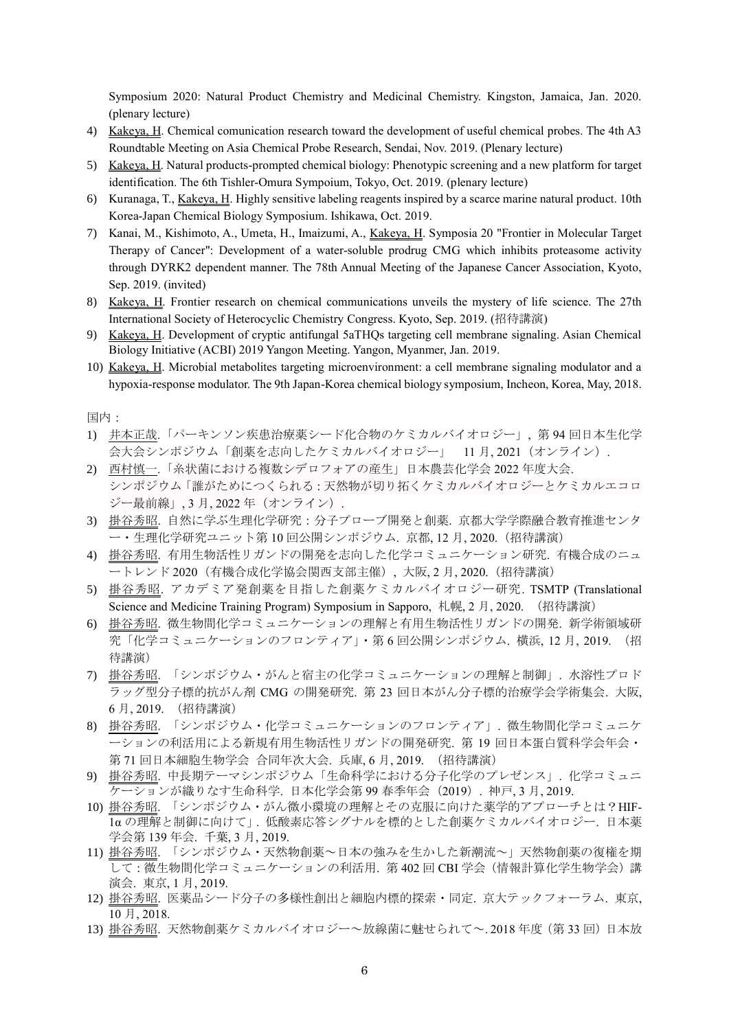Symposium 2020: Natural Product Chemistry and Medicinal Chemistry. Kingston, Jamaica, Jan. 2020. (plenary lecture)

4) Kakeya, H. Chemical comunication research toward the development of useful chemical probes. The 4th A3 Roundtable Meeting on Asia Chemical Probe Research, Sendai, Nov. 2019. (Plenary lecture)
5) Kakeya, H. Natural products-prompted chemical biology: Phenotypic screening and a new platform for target identification. The 6th Tishler-Omura Sympoium, Tokyo, Oct. 2019. (plenary lecture)
6) Kuranaga, T., Kakeya, H. Highly sensitive labeling reagents inspired by a scarce marine natural product. 10th Korea-Japan Chemical Biology Symposium. Ishikawa, Oct. 2019.
7) Kanai, M., Kishimoto, A., Umeta, H., Imaizumi, A., Kakeya, H. Symposia 20 "Frontier in Molecular Target Therapy of Cancer": Development of a water-soluble prodrug CMG which inhibits proteasome activity through DYRK2 dependent manner. The 78th Annual Meeting of the Japanese Cancer Association, Kyoto, Sep. 2019. (invited)
8) Kakeya, H. Frontier research on chemical communications unveils the mystery of life science. The 27th International Society of Heterocyclic Chemistry Congress. Kyoto, Sep. 2019. (招待講演)
9) Kakeya, H. Development of cryptic antifungal 5aTHQs targeting cell membrane signaling. Asian Chemical Biology Initiative (ACBI) 2019 Yangon Meeting. Yangon, Myanmer, Jan. 2019.
10) Kakeya, H. Microbial metabolites targeting microenvironment: a cell membrane signaling modulator and a hypoxia-response modulator. The 9th Japan-Korea chemical biology symposium, Incheon, Korea, May, 2018.

国内：

1) 井本正哉.「パーキンソン疾患治療薬シード化合物のケミカルバイオロジー」, 第 94 回日本生化学会大会シンポジウム「創薬を志向したケミカルバイオロジー」　11 月, 2021（オンライン）.
2) 西村慎一.「糸状菌における複数シデロフォアの産生」日本農芸化学会 2022 年度大会. シンポジウム「誰がためにつくられる : 天然物が切り拓くケミカルバイオロジーとケミカルエコロジー最前線」, 3 月, 2022 年（オンライン）.
3) 掛谷秀昭. 自然に学ぶ生理化学研究：分子プローブ開発と創薬. 京都大学学際融合教育推進センター・生理化学研究ユニット第 10 回公開シンポジウム. 京都, 12 月, 2020.（招待講演）
4) 掛谷秀昭. 有用生物活性リガンドの開発を志向した化学コミュニケーション研究. 有機合成のニュートレンド 2020（有機合成化学協会関西支部主催）, 大阪, 2 月, 2020.（招待講演）
5) 掛谷秀昭. アカデミア発創薬を目指した創薬ケミカルバイオロジー研究. TSMTP (Translational Science and Medicine Training Program) Symposium in Sapporo, 札幌, 2 月, 2020. （招待講演）
6) 掛谷秀昭. 微生物間化学コミュニケーションの理解と有用生物活性リガンドの開発. 新学術領域研究「化学コミュニケーションのフロンティア」・第 6 回公開シンポジウム. 横浜, 12 月, 2019. （招待講演）
7) 掛谷秀昭. 「シンポジウム・がんと宿主の化学コミュニケーションの理解と制御」. 水溶性プロドラッグ型分子標的抗がん剤 CMG の開発研究. 第 23 回日本がん分子標的治療学会学術集会. 大阪, 6 月, 2019. （招待講演）
8) 掛谷秀昭. 「シンポジウム・化学コミュニケーションのフロンティア」. 微生物間化学コミュニケーションの利活用による新規有用生物活性リガンドの開発研究. 第 19 回日本蛋白質科学会年会・第 71 回日本細胞生物学会 合同年次大会. 兵庫, 6 月, 2019. （招待講演）
9) 掛谷秀昭. 中長期テーマシンポジウム「生命科学における分子化学のプレゼンス」. 化学コミュニケーションが織りなす生命科学. 日本化学会第 99 春季年会（2019）. 神戸, 3 月, 2019.
10) 掛谷秀昭. 「シンポジウム・がん微小環境の理解とその克服に向けた薬学的アプローチとは？HIF-1α の理解と制御に向けて」. 低酸素応答シグナルを標的とした創薬ケミカルバイオロジー. 日本薬学会第 139 年会. 千葉, 3 月, 2019.
11) 掛谷秀昭. 「シンポジウム・天然物創薬～日本の強みを生かした新潮流～」天然物創薬の復権を期して：微生物間化学コミュニケーションの利活用. 第 402 回 CBI 学会（情報計算化学生物学会）講演会. 東京, 1 月, 2019.
12) 掛谷秀昭. 医薬品シード分子の多様性創出と細胞内標的探索・同定. 京大テックフォーラム. 東京, 10 月, 2018.
13) 掛谷秀昭. 天然物創薬ケミカルバイオロジー～放線菌に魅せられて～. 2018 年度（第 33 回）日本放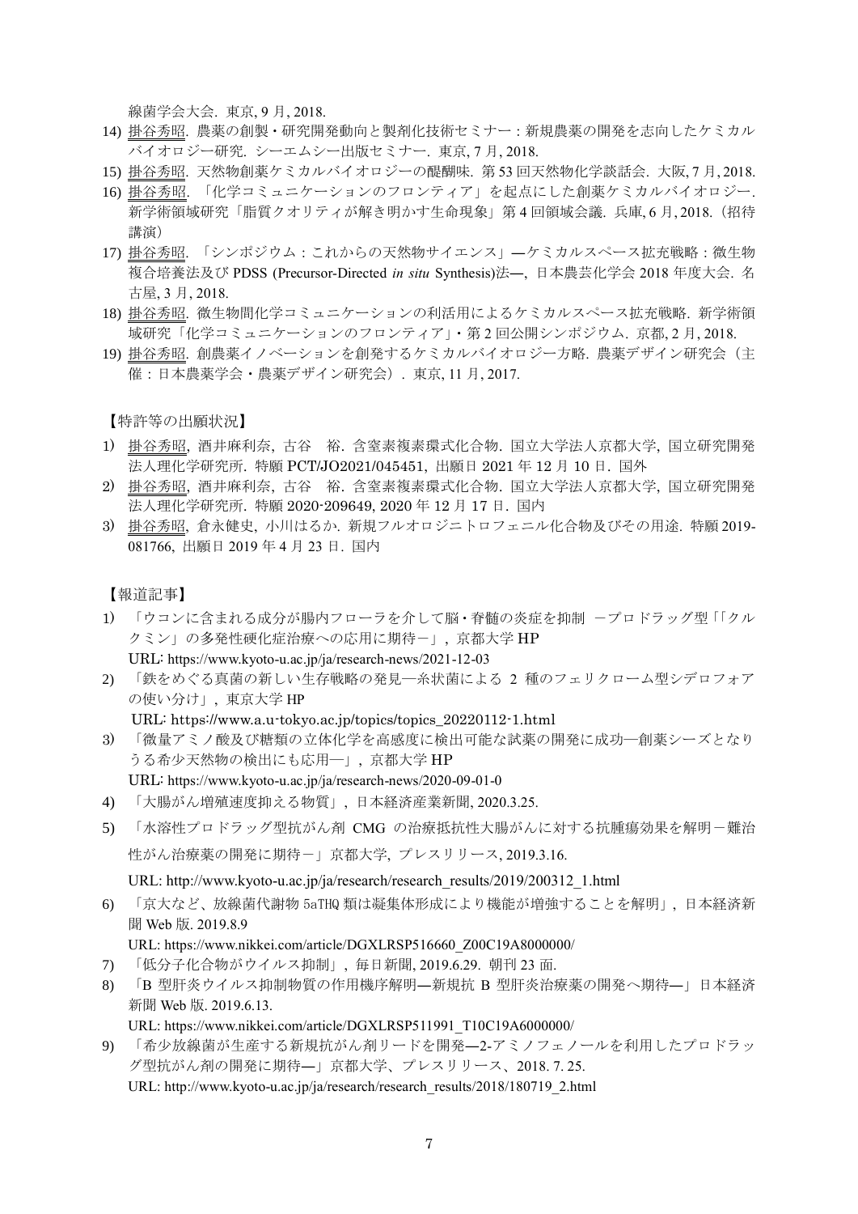線菌学会大会. 東京, 9 月, 2018.

14) 掛谷秀昭. 農薬の創製・研究開発動向と製剤化技術セミナー：新規農薬の開発を志向したケミカルバイオロジー研究. シーエムシー出版セミナー. 東京, 7 月, 2018.
15) 掛谷秀昭. 天然物創薬ケミカルバイオロジーの醍醐味. 第 53 回天然物化学談話会. 大阪, 7 月, 2018.
16) 掛谷秀昭. 「化学コミュニケーションのフロンティア」を起点にした創薬ケミカルバイオロジー. 新学術領域研究「脂質クオリティが解き明かす生命現象」第 4 回領域会議. 兵庫, 6 月, 2018.（招待講演）
17) 掛谷秀昭. 「シンポジウム：これからの天然物サイエンス」―ケミカルスペース拡充戦略：微生物複合培養法及び PDSS (Precursor-Directed *in situ* Synthesis)法―, 日本農芸化学会 2018 年度大会. 名古屋, 3 月, 2018.
18) 掛谷秀昭. 微生物間化学コミュニケーションの利活用によるケミカルスペース拡充戦略. 新学術領域研究「化学コミュニケーションのフロンティア」・第 2 回公開シンポジウム. 京都, 2 月, 2018.
19) 掛谷秀昭. 創農薬イノベーションを創発するケミカルバイオロジー方略. 農薬デザイン研究会（主催：日本農薬学会・農薬デザイン研究会）. 東京, 11 月, 2017.

【特許等の出願状況】

1) 掛谷秀昭, 酒井麻利奈, 古谷　裕. 含窒素複素環式化合物. 国立大学法人京都大学, 国立研究開発法人理化学研究所. 特願 PCT/JO2021/045451, 出願日 2021 年 12 月 10 日. 国外
2) 掛谷秀昭, 酒井麻利奈, 古谷　裕. 含窒素複素環式化合物. 国立大学法人京都大学, 国立研究開発法人理化学研究所. 特願 2020-209649, 2020 年 12 月 17 日. 国内
3) 掛谷秀昭, 倉永健史, 小川はるか. 新規フルオロジニトロフェニル化合物及びその用途. 特願 2019-081766, 出願日 2019 年 4 月 23 日. 国内

【報道記事】

1) 「ウコンに含まれる成分が腸内フローラを介して脳・脊髄の炎症を抑制 －プロドラッグ型「「クルクミン」の多発性硬化症治療への応用に期待－」, 京都大学 HP
   URL: https://www.kyoto-u.ac.jp/ja/research-news/2021-12-03
2) 「鉄をめぐる真菌の新しい生存戦略の発見―糸状菌による 2 種のフェリクローム型シデロフォアの使い分け」, 東京大学 HP
   URL: https://www.a.u-tokyo.ac.jp/topics/topics_20220112-1.html
3) 「微量アミノ酸及び糖類の立体化学を高感度に検出可能な試薬の開発に成功―創薬シーズとなりうる希少天然物の検出にも応用―」, 京都大学 HP
   URL: https://www.kyoto-u.ac.jp/ja/research-news/2020-09-01-0
4) 「大腸がん増殖速度抑える物質」, 日本経済産業新聞, 2020.3.25.
5) 「水溶性プロドラッグ型抗がん剤 CMG の治療抵抗性大腸がんに対する抗腫瘍効果を解明－難治性がん治療薬の開発に期待－」京都大学, プレスリリース, 2019.3.16.
   URL: http://www.kyoto-u.ac.jp/ja/research/research_results/2019/200312_1.html
6) 「京大など、放線菌代謝物 5aTHQ 類は凝集体形成により機能が増強することを解明」, 日本経済新聞 Web 版. 2019.8.9
   URL: https://www.nikkei.com/article/DGXLRSP516660_Z00C19A8000000/
7) 「低分子化合物がウイルス抑制」, 毎日新聞, 2019.6.29. 朝刊 23 面.
8) 「B 型肝炎ウイルス抑制物質の作用機序解明―新規抗 B 型肝炎治療薬の開発へ期待―」日本経済新聞 Web 版. 2019.6.13.
   URL: https://www.nikkei.com/article/DGXLRSP511991_T10C19A6000000/
9) 「希少放線菌が生産する新規抗がん剤リードを開発―2-アミノフェノールを利用したプロドラッグ型抗がん剤の開発に期待―」京都大学、プレスリリース、2018. 7. 25.
   URL: http://www.kyoto-u.ac.jp/ja/research/research_results/2018/180719_2.html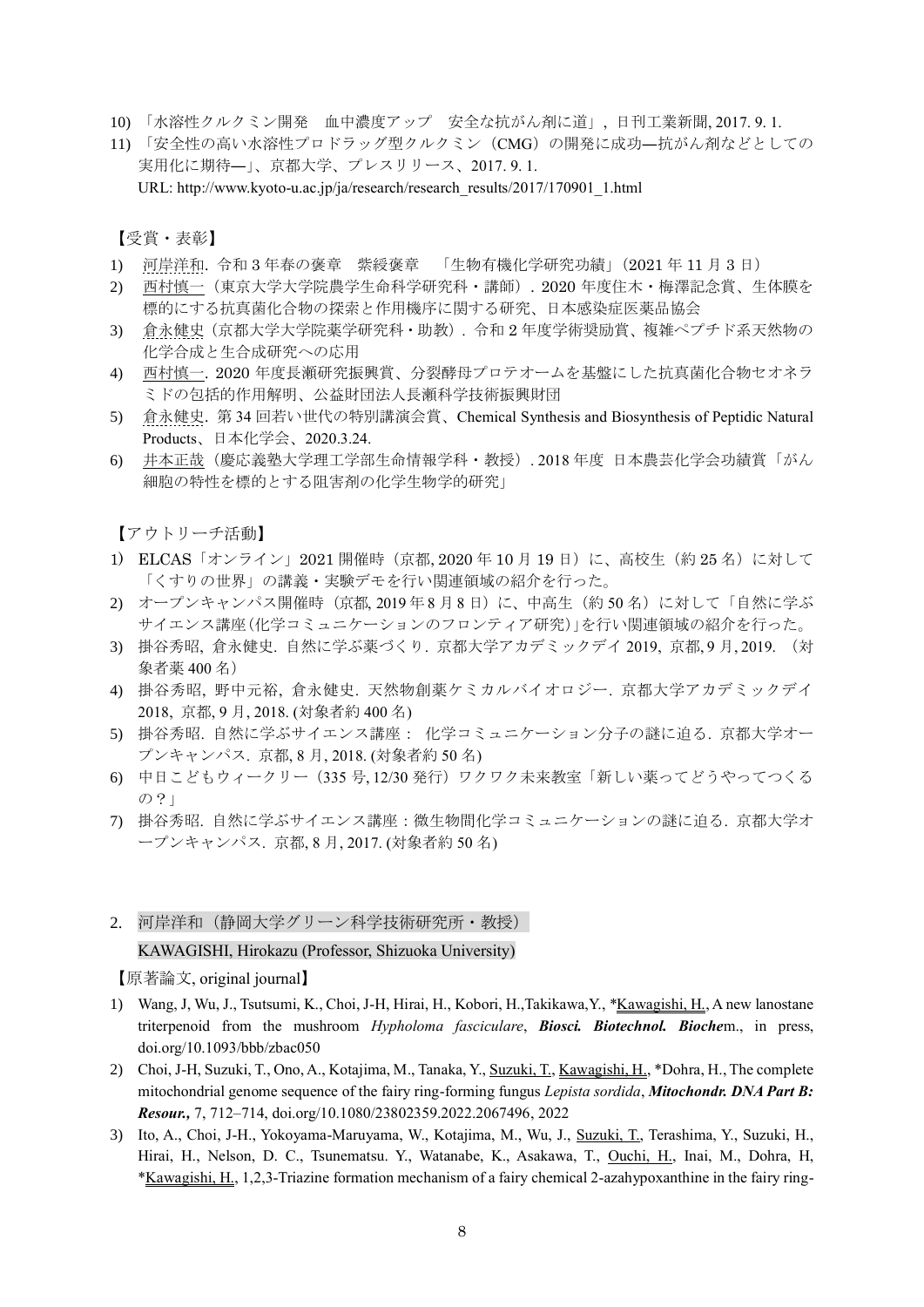10) 「水溶性クルクミン開発　血中濃度アップ　安全な抗がん剤に道」, 日刊工業新聞, 2017. 9. 1.
11) 「安全性の高い水溶性プロドラッグ型クルクミン（CMG）の開発に成功―抗がん剤などとしての実用化に期待―」、京都大学、プレスリリース、2017. 9. 1.
URL: http://www.kyoto-u.ac.jp/ja/research/research_results/2017/170901_1.html

【受賞・表彰】

1) 河岸洋和. 令和 3 年春の褒章　紫綬褒章　「生物有機化学研究功績」（2021 年 11 月 3 日）
2) 西村慎一（東京大学大学院農学生命科学研究科・講師）. 2020 年度住木・梅澤記念賞、生体膜を標的にする抗真菌化合物の探索と作用機序に関する研究、日本感染症医薬品協会
3) 倉永健史（京都大学大学院薬学研究科・助教）. 令和 2 年度学術奨励賞、複雑ペプチド系天然物の化学合成と生合成研究への応用
4) 西村慎一. 2020 年度長瀬研究振興賞、分裂酵母プロテオームを基盤にした抗真菌化合物セオネラミドの包括的作用解明、公益財団法人長瀬科学技術振興財団
5) 倉永健史. 第 34 回若い世代の特別講演会賞、Chemical Synthesis and Biosynthesis of Peptidic Natural Products、日本化学会、2020.3.24.
6) 井本正哉（慶応義塾大学理工学部生命情報学科・教授）. 2018 年度　日本農芸化学会功績賞「がん細胞の特性を標的とする阻害剤の化学生物学的研究」

【アウトリーチ活動】

1) ELCAS「オンライン」2021 開催時（京都, 2020 年 10 月 19 日）に、高校生（約 25 名）に対して「くすりの世界」の講義・実験デモを行い関連領域の紹介を行った。
2) オープンキャンパス開催時（京都, 2019 年 8 月 8 日）に、中高生（約 50 名）に対して「自然に学ぶサイエンス講座(化学コミュニケーションのフロンティア研究)」を行い関連領域の紹介を行った。
3) 掛谷秀昭, 倉永健史. 自然に学ぶ薬づくり. 京都大学アカデミックデイ 2019, 京都, 9 月, 2019. （対象者薬 400 名）
4) 掛谷秀昭, 野中元裕, 倉永健史. 天然物創薬ケミカルバイオロジー. 京都大学アカデミックデイ 2018, 京都, 9 月, 2018. (対象者約 400 名)
5) 掛谷秀昭. 自然に学ぶサイエンス講座： 化学コミュニケーション分子の謎に迫る. 京都大学オープンキャンパス. 京都, 8 月, 2018. (対象者約 50 名)
6) 中日こどもウィークリー（335 号, 12/30 発行）ワクワク未来教室「新しい薬ってどうやってつくるの？」
7) 掛谷秀昭. 自然に学ぶサイエンス講座：微生物間化学コミュニケーションの謎に迫る. 京都大学オープンキャンパス. 京都, 8 月, 2017. (対象者約 50 名)

2. 河岸洋和（静岡大学グリーン科学技術研究所・教授）
KAWAGISHI, Hirokazu (Professor, Shizuoka University)

【原著論文, original journal】

1) Wang, J, Wu, J., Tsutsumi, K., Choi, J-H, Hirai, H., Kobori, H.,Takikawa,Y., *Kawagishi, H., A new lanostane triterpenoid from the mushroom *Hypholoma fasciculare*, ***Biosci. Biotechnol. Bioche***m., in press, doi.org/10.1093/bbb/zbac050
2) Choi, J-H, Suzuki, T., Ono, A., Kotajima, M., Tanaka, Y., Suzuki, T., Kawagishi, H., *Dohra, H., The complete mitochondrial genome sequence of the fairy ring-forming fungus *Lepista sordida*, ***Mitochondr. DNA Part B: Resour.,*** 7, 712–714, doi.org/10.1080/23802359.2022.2067496, 2022
3) Ito, A., Choi, J-H., Yokoyama-Maruyama, W., Kotajima, M., Wu, J., Suzuki, T., Terashima, Y., Suzuki, H., Hirai, H., Nelson, D. C., Tsunematsu. Y., Watanabe, K., Asakawa, T., Ouchi, H., Inai, M., Dohra, H, *Kawagishi, H., 1,2,3-Triazine formation mechanism of a fairy chemical 2-azahypoxanthine in the fairy ring-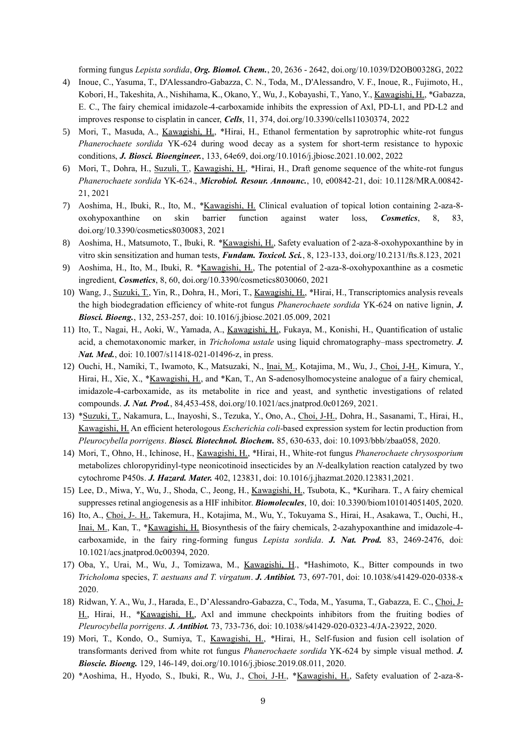forming fungus *Lepista sordida*, ***Org. Biomol. Chem.***, 20, 2636 - 2642, doi.org/10.1039/D2OB00328G, 2022

4) Inoue, C., Yasuma, T., D'Alessandro-Gabazza, C. N., Toda, M., D'Alessandro, V. F., Inoue, R., Fujimoto, H., Kobori, H., Takeshita, A., Nishihama, K., Okano, Y., Wu, J., Kobayashi, T., Yano, Y., Kawagishi, H., *Gabazza, E. C., The fairy chemical imidazole-4-carboxamide inhibits the expression of Axl, PD-L1, and PD-L2 and improves response to cisplatin in cancer, ***Cells***, 11, 374, doi.org/10.3390/cells11030374, 2022
5) Mori, T., Masuda, A., Kawagishi, H., *Hirai, H., Ethanol fermentation by saprotrophic white-rot fungus *Phanerochaete sordida* YK-624 during wood decay as a system for short-term resistance to hypoxic conditions, ***J. Biosci. Bioengineer.***, 133, 64e69, doi.org/10.1016/j.jbiosc.2021.10.002, 2022
6) Mori, T., Dohra, H., Suzuli, T., Kawagishi, H., *Hirai, H., Draft genome sequence of the white-rot fungus *Phanerochaete sordida* YK-624., ***Microbiol. Resour. Announc.***, 10, e00842-21, doi: 10.1128/MRA.00842-21, 2021
7) Aoshima, H., Ibuki, R., Ito, M., *Kawagishi, H. Clinical evaluation of topical lotion containing 2-aza-8-oxohypoxanthine on skin barrier function against water loss, ***Cosmetics***, 8, 83, doi.org/10.3390/cosmetics8030083, 2021
8) Aoshima, H., Matsumoto, T., Ibuki, R. *Kawagishi, H., Safety evaluation of 2-aza-8-oxohypoxanthine by in vitro skin sensitization and human tests, ***Fundam. Toxicol. Sci.***, 8, 123-133, doi.org/10.2131/fts.8.123, 2021
9) Aoshima, H., Ito, M., Ibuki, R. *Kawagishi, H., The potential of 2-aza-8-oxohypoxanthine as a cosmetic ingredient, ***Cosmetics***, 8, 60, doi.org/10.3390/cosmetics8030060, 2021
10) Wang, J., Suzuki, T., Yin, R., Dohra, H., Mori, T., Kawagishi, H., *Hirai, H., Transcriptomics analysis reveals the high biodegradation efficiency of white-rot fungus *Phanerochaete sordida* YK-624 on native lignin, ***J. Biosci. Bioeng.***, 132, 253-257, doi: 10.1016/j.jbiosc.2021.05.009, 2021
11) Ito, T., Nagai, H., Aoki, W., Yamada, A., Kawagishi, H., Fukaya, M., Konishi, H., Quantification of ustalic acid, a chemotaxonomic marker, in *Tricholoma ustale* using liquid chromatography–mass spectrometry. ***J. Nat. Med.***, doi: 10.1007/s11418-021-01496-z, in press.
12) Ouchi, H., Namiki, T., Iwamoto, K., Matsuzaki, N., Inai, M., Kotajima, M., Wu, J., Choi, J-H., Kimura, Y., Hirai, H., Xie, X., *Kawagishi, H., and *Kan, T., An S-adenosylhomocysteine analogue of a fairy chemical, imidazole-4-carboxamide, as its metabolite in rice and yeast, and synthetic investigations of related compounds. ***J. Nat. Prod.***, 84,453-458, doi.org/10.1021/acs.jnatprod.0c01269, 2021.
13) *Suzuki, T., Nakamura, L., Inayoshi, S., Tezuka, Y., Ono, A., Choi, J-H., Dohra, H., Sasanami, T., Hirai, H., Kawagishi, H. An efficient heterologous *Escherichia coli*-based expression system for lectin production from *Pleurocybella porrigens*. ***Biosci. Biotechnol. Biochem.*** 85, 630-633, doi: 10.1093/bbb/zbaa058, 2020.
14) Mori, T., Ohno, H., Ichinose, H., Kawagishi, H., *Hirai, H., White-rot fungus *Phanerochaete chrysosporium* metabolizes chloropyridinyl-type neonicotinoid insecticides by an *N*-dealkylation reaction catalyzed by two cytochrome P450s. ***J. Hazard. Mater.*** 402, 123831, doi: 10.1016/j.jhazmat.2020.123831,2021.
15) Lee, D., Miwa, Y., Wu, J., Shoda, C., Jeong, H., Kawagishi, H., Tsubota, K., *Kurihara. T., A fairy chemical suppresses retinal angiogenesis as a HIF inhibitor. ***Biomolecules***, 10, doi: 10.3390/biom101014051405, 2020.
16) Ito, A., Choi, J-. H., Takemura, H., Kotajima, M., Wu, Y., Tokuyama S., Hirai, H., Asakawa, T., Ouchi, H., Inai, M., Kan, T., *Kawagishi, H. Biosynthesis of the fairy chemicals, 2-azahypoxanthine and imidazole-4-carboxamide, in the fairy ring-forming fungus *Lepista sordida*. ***J. Nat. Prod.*** 83, 2469-2476, doi: 10.1021/acs.jnatprod.0c00394, 2020.
17) Oba, Y., Urai, M., Wu, J., Tomizawa, M., Kawagishi, H., *Hashimoto, K., Bitter compounds in two *Tricholoma* species, *T. aestuans and T. virgatum*. ***J. Antibiot.*** 73, 697-701, doi: 10.1038/s41429-020-0338-x 2020.
18) Ridwan, Y. A., Wu, J., Harada, E., D'Alessandro-Gabazza, C., Toda, M., Yasuma, T., Gabazza, E. C., Choi, J-H., Hirai, H., *Kawagishi, H., Axl and immune checkpoints inhibitors from the fruiting bodies of *Pleurocybella porrigens*. ***J. Antibiot.*** 73, 733-736, doi: 10.1038/s41429-020-0323-4/JA-23922, 2020.
19) Mori, T., Kondo, O., Sumiya, T., Kawagishi, H., *Hirai, H., Self-fusion and fusion cell isolation of transformants derived from white rot fungus *Phanerochaete sordida* YK-624 by simple visual method. ***J. Bioscie. Bioeng.*** 129, 146-149, doi.org/10.1016/j.jbiosc.2019.08.011, 2020.
20) *Aoshima, H., Hyodo, S., Ibuki, R., Wu, J., Choi, J-H., *Kawagishi, H., Safety evaluation of 2-aza-8-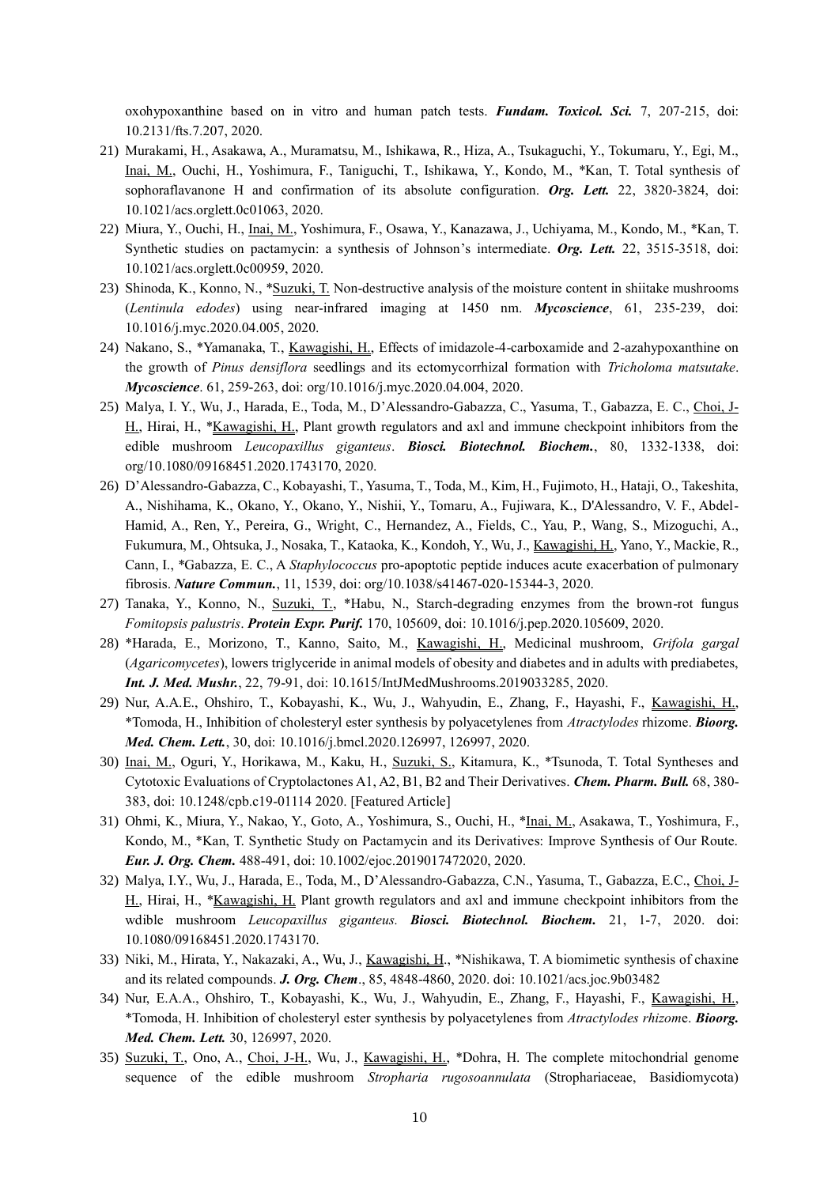oxohypoxanthine based on in vitro and human patch tests. ***Fundam. Toxicol. Sci.*** 7, 207-215, doi: 10.2131/fts.7.207, 2020.

21) Murakami, H., Asakawa, A., Muramatsu, M., Ishikawa, R., Hiza, A., Tsukaguchi, Y., Tokumaru, Y., Egi, M., Inai, M., Ouchi, H., Yoshimura, F., Taniguchi, T., Ishikawa, Y., Kondo, M., *Kan, T. Total synthesis of sophoraflavanone H and confirmation of its absolute configuration. ***Org. Lett.*** 22, 3820-3824, doi: 10.1021/acs.orglett.0c01063, 2020.
22) Miura, Y., Ouchi, H., Inai, M., Yoshimura, F., Osawa, Y., Kanazawa, J., Uchiyama, M., Kondo, M., *Kan, T. Synthetic studies on pactamycin: a synthesis of Johnson's intermediate. ***Org. Lett.*** 22, 3515-3518, doi: 10.1021/acs.orglett.0c00959, 2020.
23) Shinoda, K., Konno, N., *Suzuki, T. Non-destructive analysis of the moisture content in shiitake mushrooms (*Lentinula edodes*) using near-infrared imaging at 1450 nm. ***Mycoscience***, 61, 235-239, doi: 10.1016/j.myc.2020.04.005, 2020.
24) Nakano, S., *Yamanaka, T., Kawagishi, H., Effects of imidazole-4-carboxamide and 2-azahypoxanthine on the growth of *Pinus densiflora* seedlings and its ectomycorrhizal formation with *Tricholoma matsutake*. ***Mycoscience***. 61, 259-263, doi: org/10.1016/j.myc.2020.04.004, 2020.
25) Malya, I. Y., Wu, J., Harada, E., Toda, M., D'Alessandro-Gabazza, C., Yasuma, T., Gabazza, E. C., Choi, J-H., Hirai, H., *Kawagishi, H., Plant growth regulators and axl and immune checkpoint inhibitors from the edible mushroom *Leucopaxillus giganteus*. ***Biosci. Biotechnol. Biochem.***, 80, 1332-1338, doi: org/10.1080/09168451.2020.1743170, 2020.
26) D'Alessandro-Gabazza, C., Kobayashi, T., Yasuma, T., Toda, M., Kim, H., Fujimoto, H., Hataji, O., Takeshita, A., Nishihama, K., Okano, Y., Okano, Y., Nishii, Y., Tomaru, A., Fujiwara, K., D'Alessandro, V. F., Abdel-Hamid, A., Ren, Y., Pereira, G., Wright, C., Hernandez, A., Fields, C., Yau, P., Wang, S., Mizoguchi, A., Fukumura, M., Ohtsuka, J., Nosaka, T., Kataoka, K., Kondoh, Y., Wu, J., Kawagishi, H., Yano, Y., Mackie, R., Cann, I., *Gabazza, E. C., A *Staphylococcus* pro-apoptotic peptide induces acute exacerbation of pulmonary fibrosis. ***Nature Commun.***, 11, 1539, doi: org/10.1038/s41467-020-15344-3, 2020.
27) Tanaka, Y., Konno, N., Suzuki, T., *Habu, N., Starch-degrading enzymes from the brown-rot fungus *Fomitopsis palustris*. ***Protein Expr. Purif.*** 170, 105609, doi: 10.1016/j.pep.2020.105609, 2020.
28) *Harada, E., Morizono, T., Kanno, Saito, M., Kawagishi, H., Medicinal mushroom, *Grifola gargal* (*Agaricomycetes*), lowers triglyceride in animal models of obesity and diabetes and in adults with prediabetes, ***Int. J. Med. Mushr.***, 22, 79-91, doi: 10.1615/IntJMedMushrooms.2019033285, 2020.
29) Nur, A.A.E., Ohshiro, T., Kobayashi, K., Wu, J., Wahyudin, E., Zhang, F., Hayashi, F., Kawagishi, H., *Tomoda, H., Inhibition of cholesteryl ester synthesis by polyacetylenes from *Atractylodes* rhizome. ***Bioorg. Med. Chem. Lett.***, 30, doi: 10.1016/j.bmcl.2020.126997, 126997, 2020.
30) Inai, M., Oguri, Y., Horikawa, M., Kaku, H., Suzuki, S., Kitamura, K., *Tsunoda, T. Total Syntheses and Cytotoxic Evaluations of Cryptolactones A1, A2, B1, B2 and Their Derivatives. ***Chem. Pharm. Bull.*** 68, 380-383, doi: 10.1248/cpb.c19-01114 2020. [Featured Article]
31) Ohmi, K., Miura, Y., Nakao, Y., Goto, A., Yoshimura, S., Ouchi, H., *Inai, M., Asakawa, T., Yoshimura, F., Kondo, M., *Kan, T. Synthetic Study on Pactamycin and its Derivatives: Improve Synthesis of Our Route. ***Eur. J. Org. Chem.*** 488-491, doi: 10.1002/ejoc.2019017472020, 2020.
32) Malya, I.Y., Wu, J., Harada, E., Toda, M., D'Alessandro-Gabazza, C.N., Yasuma, T., Gabazza, E.C., Choi, J-H., Hirai, H., *Kawagishi, H. Plant growth regulators and axl and immune checkpoint inhibitors from the wdible mushroom *Leucopaxillus giganteus.* ***Biosci. Biotechnol. Biochem.*** 21, 1-7, 2020. doi: 10.1080/09168451.2020.1743170.
33) Niki, M., Hirata, Y., Nakazaki, A., Wu, J., Kawagishi, H., *Nishikawa, T. A biomimetic synthesis of chaxine and its related compounds. ***J. Org. Chem***., 85, 4848-4860, 2020. doi: 10.1021/acs.joc.9b03482
34) Nur, E.A.A., Ohshiro, T., Kobayashi, K., Wu, J., Wahyudin, E., Zhang, F., Hayashi, F., Kawagishi, H., *Tomoda, H. Inhibition of cholesteryl ester synthesis by polyacetylenes from *Atractylodes rhizom*e. ***Bioorg. Med. Chem. Lett.*** 30, 126997, 2020.
35) Suzuki, T., Ono, A., Choi, J-H., Wu, J., Kawagishi, H., *Dohra, H. The complete mitochondrial genome sequence of the edible mushroom *Stropharia rugosoannulata* (Strophariaceae, Basidiomycota)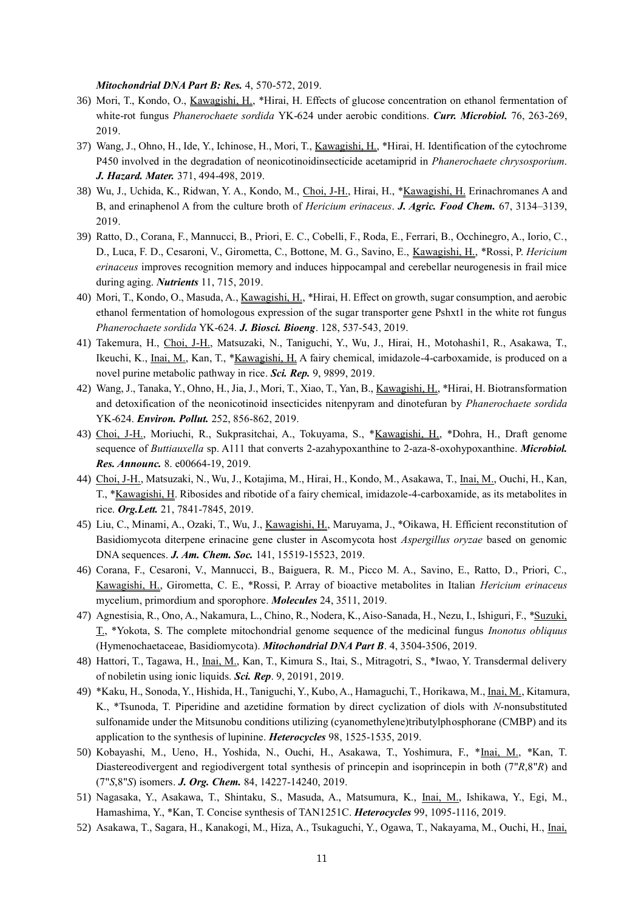*Mitochondrial DNA Part B: Res.* 4, 570-572, 2019.

36) Mori, T., Kondo, O., Kawagishi, H., *Hirai, H. Effects of glucose concentration on ethanol fermentation of white-rot fungus *Phanerochaete sordida* YK-624 under aerobic conditions. ***Curr. Microbiol.*** 76, 263-269, 2019.
37) Wang, J., Ohno, H., Ide, Y., Ichinose, H., Mori, T., Kawagishi, H., *Hirai, H. Identification of the cytochrome P450 involved in the degradation of neonicotinoidinsecticide acetamiprid in *Phanerochaete chrysosporium*. ***J. Hazard. Mater.*** 371, 494-498, 2019.
38) Wu, J., Uchida, K., Ridwan, Y. A., Kondo, M., Choi, J-H., Hirai, H., *Kawagishi, H. Erinachromanes A and B, and erinaphenol A from the culture broth of *Hericium erinaceus*. ***J. Agric. Food Chem.*** 67, 3134–3139, 2019.
39) Ratto, D., Corana, F., Mannucci, B., Priori, E. C., Cobelli, F., Roda, E., Ferrari, B., Occhinegro, A., Iorio, C., D., Luca, F. D., Cesaroni, V., Girometta, C., Bottone, M. G., Savino, E., Kawagishi, H., *Rossi, P. *Hericium erinaceus* improves recognition memory and induces hippocampal and cerebellar neurogenesis in frail mice during aging. ***Nutrients*** 11, 715, 2019.
40) Mori, T., Kondo, O., Masuda, A., Kawagishi, H., *Hirai, H. Effect on growth, sugar consumption, and aerobic ethanol fermentation of homologous expression of the sugar transporter gene Pshxt1 in the white rot fungus *Phanerochaete sordida* YK-624. ***J. Biosci. Bioeng***. 128, 537-543, 2019.
41) Takemura, H., Choi, J-H., Matsuzaki, N., Taniguchi, Y., Wu, J., Hirai, H., Motohashi1, R., Asakawa, T., Ikeuchi, K., Inai, M., Kan, T., *Kawagishi, H. A fairy chemical, imidazole-4-carboxamide, is produced on a novel purine metabolic pathway in rice. ***Sci. Rep.*** 9, 9899, 2019.
42) Wang, J., Tanaka, Y., Ohno, H., Jia, J., Mori, T., Xiao, T., Yan, B., Kawagishi, H., *Hirai, H. Biotransformation and detoxification of the neonicotinoid insecticides nitenpyram and dinotefuran by *Phanerochaete sordida* YK-624. ***Environ. Pollut.*** 252, 856-862, 2019.
43) Choi, J-H., Moriuchi, R., Sukprasitchai, A., Tokuyama, S., *Kawagishi, H., *Dohra, H., Draft genome sequence of *Buttiauxella* sp. A111 that converts 2-azahypoxanthine to 2-aza-8-oxohypoxanthine. ***Microbiol. Res. Announc.*** 8. e00664-19, 2019.
44) Choi, J-H., Matsuzaki, N., Wu, J., Kotajima, M., Hirai, H., Kondo, M., Asakawa, T., Inai, M., Ouchi, H., Kan, T., *Kawagishi, H. Ribosides and ribotide of a fairy chemical, imidazole-4-carboxamide, as its metabolites in rice. ***Org.Lett.*** 21, 7841-7845, 2019.
45) Liu, C., Minami, A., Ozaki, T., Wu, J., Kawagishi, H., Maruyama, J., *Oikawa, H. Efficient reconstitution of Basidiomycota diterpene erinacine gene cluster in Ascomycota host *Aspergillus oryzae* based on genomic DNA sequences. ***J. Am. Chem. Soc.*** 141, 15519-15523, 2019.
46) Corana, F., Cesaroni, V., Mannucci, B., Baiguera, R. M., Picco M. A., Savino, E., Ratto, D., Priori, C., Kawagishi, H., Girometta, C. E., *Rossi, P. Array of bioactive metabolites in Italian *Hericium erinaceus* mycelium, primordium and sporophore. ***Molecules*** 24, 3511, 2019.
47) Agnestisia, R., Ono, A., Nakamura, L., Chino, R., Nodera, K., Aiso-Sanada, H., Nezu, I., Ishiguri, F., *Suzuki, T., *Yokota, S. The complete mitochondrial genome sequence of the medicinal fungus *Inonotus obliquus* (Hymenochaetaceae, Basidiomycota). ***Mitochondrial DNA Part B***. 4, 3504-3506, 2019.
48) Hattori, T., Tagawa, H., Inai, M., Kan, T., Kimura S., Itai, S., Mitragotri, S., *Iwao, Y. Transdermal delivery of nobiletin using ionic liquids. ***Sci. Rep***. 9, 20191, 2019.
49) *Kaku, H., Sonoda, Y., Hishida, H., Taniguchi, Y., Kubo, A., Hamaguchi, T., Horikawa, M., Inai, M., Kitamura, K., *Tsunoda, T. Piperidine and azetidine formation by direct cyclization of diols with *N*-nonsubstituted sulfonamide under the Mitsunobu conditions utilizing (cyanomethylene)tributylphosphorane (CMBP) and its application to the synthesis of lupinine. ***Heterocycles*** 98, 1525-1535, 2019.
50) Kobayashi, M., Ueno, H., Yoshida, N., Ouchi, H., Asakawa, T., Yoshimura, F., *Inai, M., *Kan, T. Diastereodivergent and regiodivergent total synthesis of princepin and isoprincepin in both (7"*R*,8"*R*) and (7"*S*,8"*S*) isomers. ***J. Org. Chem.*** 84, 14227-14240, 2019.
51) Nagasaka, Y., Asakawa, T., Shintaku, S., Masuda, A., Matsumura, K., Inai, M., Ishikawa, Y., Egi, M., Hamashima, Y., *Kan, T. Concise synthesis of TAN1251C. ***Heterocycles*** 99, 1095-1116, 2019.
52) Asakawa, T., Sagara, H., Kanakogi, M., Hiza, A., Tsukaguchi, Y., Ogawa, T., Nakayama, M., Ouchi, H., Inai,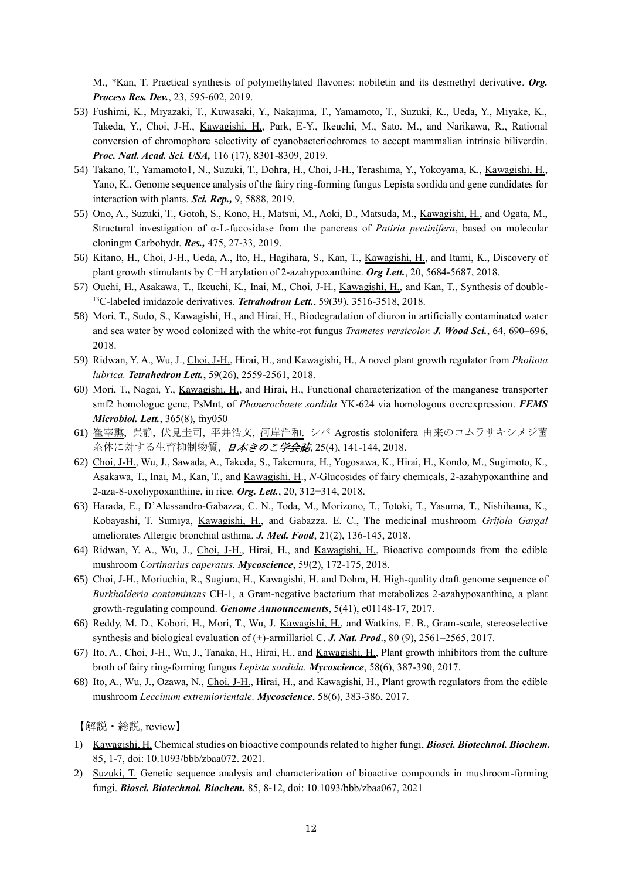M., *Kan, T. Practical synthesis of polymethylated flavones: nobiletin and its desmethyl derivative. ***Org. Process Res. Dev.***, 23, 595-602, 2019.

53) Fushimi, K., Miyazaki, T., Kuwasaki, Y., Nakajima, T., Yamamoto, T., Suzuki, K., Ueda, Y., Miyake, K., Takeda, Y., Choi, J-H., Kawagishi, H., Park, E-Y., Ikeuchi, M., Sato. M., and Narikawa, R., Rational conversion of chromophore selectivity of cyanobacteriochromes to accept mammalian intrinsic biliverdin. ***Proc. Natl. Acad. Sci. USA,*** 116 (17), 8301-8309, 2019.
54) Takano, T., Yamamoto1, N., Suzuki, T., Dohra, H., Choi, J-H., Terashima, Y., Yokoyama, K., Kawagishi, H., Yano, K., Genome sequence analysis of the fairy ring-forming fungus Lepista sordida and gene candidates for interaction with plants. ***Sci. Rep.,*** 9, 5888, 2019.
55) Ono, A., Suzuki, T., Gotoh, S., Kono, H., Matsui, M., Aoki, D., Matsuda, M., Kawagishi, H., and Ogata, M., Structural investigation of α-L-fucosidase from the pancreas of *Patiria pectinifera*, based on molecular cloningm Carbohydr. ***Res.,*** 475, 27-33, 2019.
56) Kitano, H., Choi, J-H., Ueda, A., Ito, H., Hagihara, S., Kan, T., Kawagishi, H., and Itami, K., Discovery of plant growth stimulants by C−H arylation of 2-azahypoxanthine. ***Org Lett.***, 20, 5684-5687, 2018.
57) Ouchi, H., Asakawa, T., Ikeuchi, K., Inai, M., Choi, J-H., Kawagishi, H., and Kan, T., Synthesis of double-$^{13}$C-labeled imidazole derivatives. ***Tetrahodron Lett.***, 59(39), 3516-3518, 2018.
58) Mori, T., Sudo, S., Kawagishi, H., and Hirai, H., Biodegradation of diuron in artificially contaminated water and sea water by wood colonized with the white-rot fungus *Trametes versicolor.* ***J. Wood Sci.***, 64, 690–696, 2018.
59) Ridwan, Y. A., Wu, J., Choi, J-H., Hirai, H., and Kawagishi, H., A novel plant growth regulator from *Pholiota lubrica.* ***Tetrahedron Lett.***, 59(26), 2559-2561, 2018.
60) Mori, T., Nagai, Y., Kawagishi, H., and Hirai, H., Functional characterization of the manganese transporter smf2 homologue gene, PsMnt, of *Phanerochaete sordida* YK-624 via homologous overexpression. ***FEMS Microbiol. Lett.***, 365(8), fny050
61) 崔宰熏, 呉静, 伏見圭司, 平井浩文, 河岸洋和. シバ Agrostis stolonifera 由来のコムラサキシメジ菌糸体に対する生育抑制物質, ***日本きのこ学会誌***, 25(4), 141-144, 2018.
62) Choi, J-H., Wu, J., Sawada, A., Takeda, S., Takemura, H., Yogosawa, K., Hirai, H., Kondo, M., Sugimoto, K., Asakawa, T., Inai, M., Kan, T., and Kawagishi, H., *N*-Glucosides of fairy chemicals, 2-azahypoxanthine and 2-aza-8-oxohypoxanthine, in rice. ***Org. Lett.***, 20, 312−314, 2018.
63) Harada, E., D'Alessandro-Gabazza, C. N., Toda, M., Morizono, T., Totoki, T., Yasuma, T., Nishihama, K., Kobayashi, T. Sumiya, Kawagishi, H., and Gabazza. E. C., The medicinal mushroom *Grifola Gargal* ameliorates Allergic bronchial asthma. ***J. Med. Food***, 21(2), 136-145, 2018.
64) Ridwan, Y. A., Wu, J., Choi, J-H., Hirai, H., and Kawagishi, H., Bioactive compounds from the edible mushroom *Cortinarius caperatus.* ***Mycoscience***, 59(2), 172-175, 2018.
65) Choi, J-H., Moriuchia, R., Sugiura, H., Kawagishi, H. and Dohra, H. High-quality draft genome sequence of *Burkholderia contaminans* CH-1, a Gram-negative bacterium that metabolizes 2-azahypoxanthine, a plant growth-regulating compound. ***Genome Announcements***, 5(41), e01148-17, 2017.
66) Reddy, M. D., Kobori, H., Mori, T., Wu, J. Kawagishi, H., and Watkins, E. B., Gram-scale, stereoselective synthesis and biological evaluation of (+)-armillariol C. ***J. Nat. Prod***., 80 (9), 2561–2565, 2017.
67) Ito, A., Choi, J-H., Wu, J., Tanaka, H., Hirai, H., and Kawagishi, H., Plant growth inhibitors from the culture broth of fairy ring-forming fungus *Lepista sordida.* ***Mycoscience***, 58(6), 387-390, 2017.
68) Ito, A., Wu, J., Ozawa, N., Choi, J-H., Hirai, H., and Kawagishi, H., Plant growth regulators from the edible mushroom *Leccinum extremiorientale.* ***Mycoscience***, 58(6), 383-386, 2017.

【解説・総説, review】

1) Kawagishi, H. Chemical studies on bioactive compounds related to higher fungi, ***Biosci. Biotechnol. Biochem.*** 85, 1-7, doi: 10.1093/bbb/zbaa072. 2021.
2) Suzuki, T. Genetic sequence analysis and characterization of bioactive compounds in mushroom-forming fungi. ***Biosci. Biotechnol. Biochem.*** 85, 8-12, doi: 10.1093/bbb/zbaa067, 2021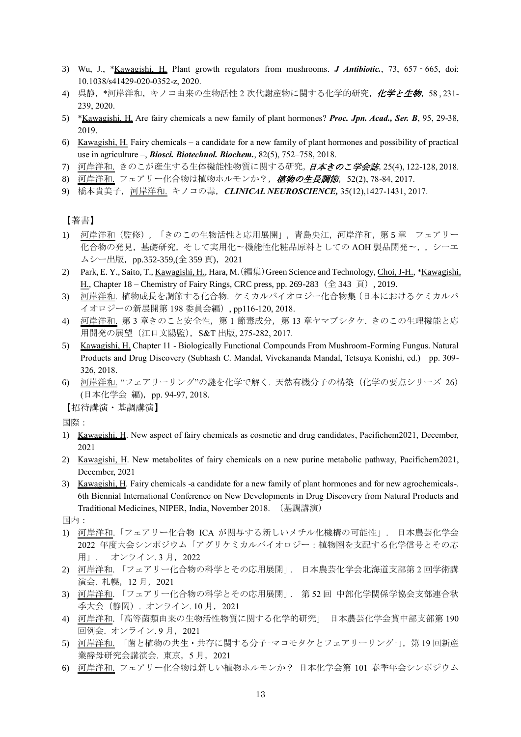3) Wu, J., *Kawagishi, H. Plant growth regulators from mushrooms. ***J Antibiotic.***, 73, 657 - 665, doi: 10.1038/s41429-020-0352-z, 2020.
4) 呉静，*河岸洋和，キノコ由来の生物活性 2 次代謝産物に関する化学的研究，***化学と生物***，58 , 231-239, 2020.
5) *Kawagishi, H. Are fairy chemicals a new family of plant hormones? ***Proc. Jpn. Acad., Ser. B***, 95, 29-38, 2019.
6) Kawagishi, H. Fairy chemicals – a candidate for a new family of plant hormones and possibility of practical use in agriculture –, ***Biosci. Biotechnol. Biochem.***, 82(5), 752–758, 2018.
7) 河岸洋和. きのこが産生する生体機能性物質に関する研究，***日本きのこ学会誌***, 25(4), 122-128, 2018.
8) 河岸洋和. フェアリー化合物は植物ホルモンか？，***植物の生長調節***，52(2), 78-84, 2017.
9) 橋本貴美子，河岸洋和. キノコの毒，***CLINICAL NEUROSCIENCE,*** 35(12),1427-1431, 2017.

【著書】

1) 河岸洋和（監修），「きのこの生物活性と応用展開」，青島央江，河岸洋和，第 5 章　フェアリー化合物の発見，基礎研究，そして実用化〜機能性化粧品原料としての AOH 製品開発〜，，シーエムシー出版，pp.352-359,(全 359 頁)，2021
2) Park, E. Y., Saito, T., Kawagishi, H., Hara, M.（編集）Green Science and Technology, Choi, J-H., *Kawagishi, H., Chapter 18 – Chemistry of Fairy Rings, CRC press, pp. 269-283（全 343 頁）, 2019.
3) 河岸洋和. 植物成長を調節する化合物. ケミカルバイオロジー化合物集（日本におけるケミカルバイオロジーの新展開第 198 委員会編）, pp116-120, 2018.
4) 河岸洋和. 第 3 章きのこと安全性，第 1 節毒成分，第 13 章ヤマブシタケ. きのこの生理機能と応用開発の展望（江口文陽監），S&T 出版, 275-282, 2017.
5) Kawagishi, H. Chapter 11 - Biologically Functional Compounds From Mushroom-Forming Fungus. Natural Products and Drug Discovery (Subhash C. Mandal, Vivekananda Mandal, Tetsuya Konishi, ed.)　pp. 309-326, 2018.
6) 河岸洋和. "フェアリーリング"の謎を化学で解く. 天然有機分子の構築（化学の要点シリーズ 26）(日本化学会 編)，pp. 94-97, 2018.

【招待講演・基調講演】

国際：

1) Kawagishi, H. New aspect of fairy chemicals as cosmetic and drug candidates, Pacifichem2021, December, 2021
2) Kawagishi, H. New metabolites of fairy chemicals on a new purine metabolic pathway, Pacifichem2021, December, 2021
3) Kawagishi, H. Fairy chemicals -a candidate for a new family of plant hormones and for new agrochemicals-. 6th Biennial International Conference on New Developments in Drug Discovery from Natural Products and Traditional Medicines, NIPER, India, November 2018. （基調講演）

国内：

1) 河岸洋和.「フェアリー化合物 ICA が関与する新しいメチル化機構の可能性」．日本農芸化学会 2022 年度大会シンポジウム「アグリケミカルバイオロジー：植物圏を支配する化学信号とその応用」．　オンライン. 3 月，2022
2) 河岸洋和.「フェアリー化合物の科学とその応用展開」．日本農芸化学会北海道支部第 2 回学術講演会. 札幌，12 月，2021
3) 河岸洋和.「フェアリー化合物の科学とその応用展開」．第 52 回 中部化学関係学協会支部連合秋季大会（静岡）. オンライン. 10 月，2021
4) 河岸洋和.「高等菌類由来の生物活性物質に関する化学的研究」 日本農芸化学会賞中部支部第 190 回例会. オンライン. 9 月，2021
5) 河岸洋和. 「菌と植物の共生・共存に関する分子-マコモタケとフェアリーリング-」，第 19 回新産業酵母研究会講演会. 東京，5 月，2021
6) 河岸洋和. フェアリー化合物は新しい植物ホルモンか？ 日本化学会第 101 春季年会シンポジウム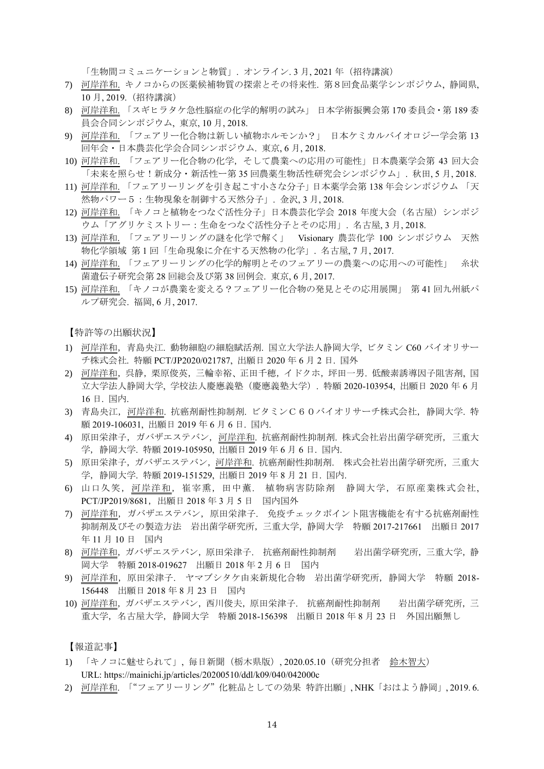「生物間コミュニケーションと物質」. オンライン. 3 月, 2021 年（招待講演）

7) 河岸洋和. キノコからの医薬候補物質の探索とその将来性. 第８回食品薬学シンポジウム, 静岡県, 10 月, 2019.（招待講演）
8) 河岸洋和. 「スギヒラタケ急性脳症の化学的解明の試み」 日本学術振興会第 170 委員会・第 189 委員会合同シンポジウム, 東京, 10 月, 2018.
9) 河岸洋和. 「フェアリー化合物は新しい植物ホルモンか？」 日本ケミカルバイオロジー学会第 13 回年会・日本農芸化学会合同シンポジウム. 東京, 6 月, 2018.
10) 河岸洋和. 「フェアリー化合物の化学，そして農業への応用の可能性」日本農薬学会第 43 回大会「未来を照らせ！新成分・新活性ー第 35 回農薬生物活性研究会シンポジウム」. 秋田, 5 月, 2018.
11) 河岸洋和. 「フェアリーリングを引き起こす小さな分子」日本薬学会第 138 年会シンポジウム 「天然物パワー５：生物現象を制御する天然分子」. 金沢, 3 月, 2018.
12) 河岸洋和. 「キノコと植物をつなぐ活性分子」日本農芸化学会 2018 年度大会（名古屋）シンポジウム「アグリケミストリー：生命をつなぐ活性分子とその応用」. 名古屋, 3 月, 2018.
13) 河岸洋和. 「フェアリーリングの謎を化学で解く」　Visionary 農芸化学 100 シンポジウム　天然物化学領域 第 1 回「生命現象に介在する天然物の化学」. 名古屋, 7 月, 2017.
14) 河岸洋和. 「フェアリーリングの化学的解明とそのフェアリーの農業への応用への可能性」　糸状菌遺伝子研究会第 28 回総会及び第 38 回例会. 東京, 6 月, 2017.
15) 河岸洋和. 「キノコが農業を変える？フェアリー化合物の発見とその応用展開」 第 41 回九州紙パルプ研究会. 福岡, 6 月, 2017.

【特許等の出願状況】

1) 河岸洋和，青島央江. 動物細胞の細胞賦活剤. 国立大学法人静岡大学, ビタミン C60 バイオリサーチ株式会社. 特願 PCT/JP2020/021787, 出願日 2020 年 6 月 2 日．国外
2) 河岸洋和，呉静，栗原俊英，三輪幸裕、正田千穂，イドクホ，坪田一男．低酸素誘導因子阻害剤, 国立大学法人静岡大学, 学校法人慶應義塾（慶應義塾大学）. 特願 2020-103954, 出願日 2020 年 6 月 16 日．国内.
3) 青島央江，河岸洋和. 抗癌剤耐性抑制剤. ビタミンＣ６０バイオリサーチ株式会社，静岡大学. 特願 2019-106031, 出願日 2019 年 6 月 6 日．国内.
4) 原田栄津子，ガバザエステバン，河岸洋和. 抗癌剤耐性抑制剤. 株式会社岩出菌学研究所，三重大学，静岡大学. 特願 2019-105950, 出願日 2019 年 6 月 6 日．国内.
5) 原田栄津子，ガバザエステバン，河岸洋和. 抗癌剤耐性抑制剤.　株式会社岩出菌学研究所，三重大学，静岡大学. 特願 2019-151529, 出願日 2019 年 8 月 21 日．国内.
6) 山口久笑，河岸洋和，崔宰熏，田中薫．植物病害防除剤　静岡大学，石原産業株式会社, PCT/JP2019/8681，出願日 2018 年 3 月 5 日　国内国外
7) 河岸洋和，ガバザエステバン，原田栄津子．免疫チェックポイント阻害機能を有する抗癌剤耐性抑制剤及びその製造方法　岩出菌学研究所，三重大学，静岡大学　特願 2017-217661　出願日 2017 年 11 月 10 日　国内
8) 河岸洋和，ガバザエステバン，原田栄津子．抗癌剤耐性抑制剤　　岩出菌学研究所，三重大学，静岡大学　特願 2018-019627　出願日 2018 年 2 月 6 日　国内
9) 河岸洋和，原田栄津子．ヤマブシタケ由来新規化合物　岩出菌学研究所，静岡大学　特願 2018-156448　出願日 2018 年 8 月 23 日　国内
10) 河岸洋和，ガバザエステバン，西川俊夫，原田栄津子．抗癌剤耐性抑制剤　　岩出菌学研究所，三重大学，名古屋大学，静岡大学　特願 2018-156398　出願日 2018 年 8 月 23 日　外国出願無し

【報道記事】

1) 「キノコに魅せられて」, 毎日新聞（栃木県版）, 2020.05.10（研究分担者　鈴木智大）
   URL: https://mainichi.jp/articles/20200510/ddl/k09/040/042000c
2) 河岸洋和. 「"フェアリーリング" 化粧品としての効果 特許出願」, NHK「おはよう静岡」, 2019. 6.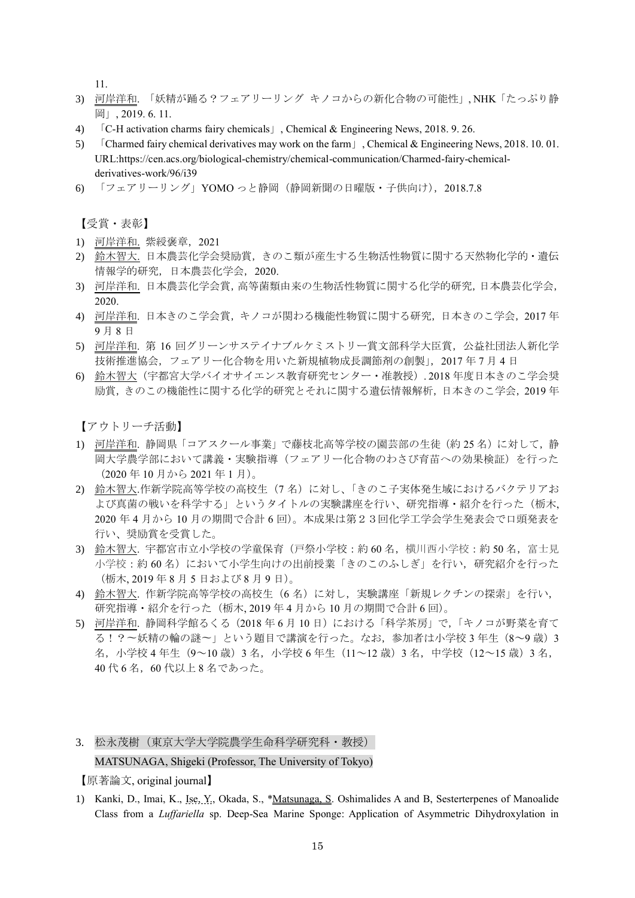11.

3) 河岸洋和. 「妖精が踊る？フェアリーリング キノコからの新化合物の可能性」, NHK「たっぷり静岡」, 2019. 6. 11.
4) 「C-H activation charms fairy chemicals」, Chemical & Engineering News, 2018. 9. 26.
5) 「Charmed fairy chemical derivatives may work on the farm」, Chemical & Engineering News, 2018. 10. 01. URL:https://cen.acs.org/biological-chemistry/chemical-communication/Charmed-fairy-chemical-derivatives-work/96/i39
6) 「フェアリーリング」YOMO っと静岡（静岡新聞の日曜版・子供向け），2018.7.8

【受賞・表彰】

1) 河岸洋和. 紫綬褒章，2021
2) 鈴木智大. 日本農芸化学会奨励賞，きのこ類が産生する生物活性物質に関する天然物化学的・遺伝情報学的研究，日本農芸化学会，2020.
3) 河岸洋和. 日本農芸化学会賞, 高等菌類由来の生物活性物質に関する化学的研究, 日本農芸化学会, 2020.
4) 河岸洋和. 日本きのこ学会賞，キノコが関わる機能性物質に関する研究，日本きのこ学会，2017 年 9 月 8 日
5) 河岸洋和. 第 16 回グリーンサステイナブルケミストリー賞文部科学大臣賞，公益社団法人新化学技術推進協会，フェアリー化合物を用いた新規植物成長調節剤の創製」，2017 年 7 月 4 日
6) 鈴木智大（宇都宮大学バイオサイエンス教育研究センター・准教授）. 2018 年度日本きのこ学会奨励賞，きのこの機能性に関する化学的研究とそれに関する遺伝情報解析，日本きのこ学会，2019 年

【アウトリーチ活動】

1) 河岸洋和. 静岡県「コアスクール事業」で藤枝北高等学校の園芸部の生徒（約 25 名）に対して，静岡大学農学部において講義・実験指導（フェアリー化合物のわさび育苗への効果検証）を行った（2020 年 10 月から 2021 年 1 月）。
2) 鈴木智大.作新学院高等学校の高校生（7 名）に対し、「きのこ子実体発生域におけるバクテリアおよび真菌の戦いを科学する」というタイトルの実験講座を行い、研究指導・紹介を行った（栃木, 2020 年 4 月から 10 月の期間で合計 6 回）。本成果は第２３回化学工学会学生発表会で口頭発表を行い、奨励賞を受賞した。
3) 鈴木智大. 宇都宮市立小学校の学童保育（戸祭小学校：約 60 名，横川西小学校：約 50 名，富士見小学校：約 60 名）において小学生向けの出前授業「きのこのふしぎ」を行い，研究紹介を行った（栃木, 2019 年 8 月 5 日および 8 月 9 日）。
4) 鈴木智大. 作新学院高等学校の高校生（6 名）に対し，実験講座「新規レクチンの探索」を行い，研究指導・紹介を行った（栃木, 2019 年 4 月から 10 月の期間で合計 6 回）。
5) 河岸洋和. 静岡科学館るくる（2018 年 6 月 10 日）における「科学茶房」で,「キノコが野菜を育てる！？～妖精の輪の謎～」という題目で講演を行った。なお，参加者は小学校 3 年生（8～9 歳）3 名，小学校 4 年生（9～10 歳）3 名，小学校 6 年生（11～12 歳）3 名，中学校（12～15 歳）3 名，40 代 6 名，60 代以上 8 名であった。

3. 松永茂樹（東京大学大学院農学生命科学研究科・教授）
MATSUNAGA, Shigeki (Professor, The University of Tokyo)

【原著論文, original journal】

1) Kanki, D., Imai, K., Ise, Y., Okada, S., *Matsunaga, S. Oshimalides A and B, Sesterterpenes of Manoalide Class from a *Luffariella* sp. Deep-Sea Marine Sponge: Application of Asymmetric Dihydroxylation in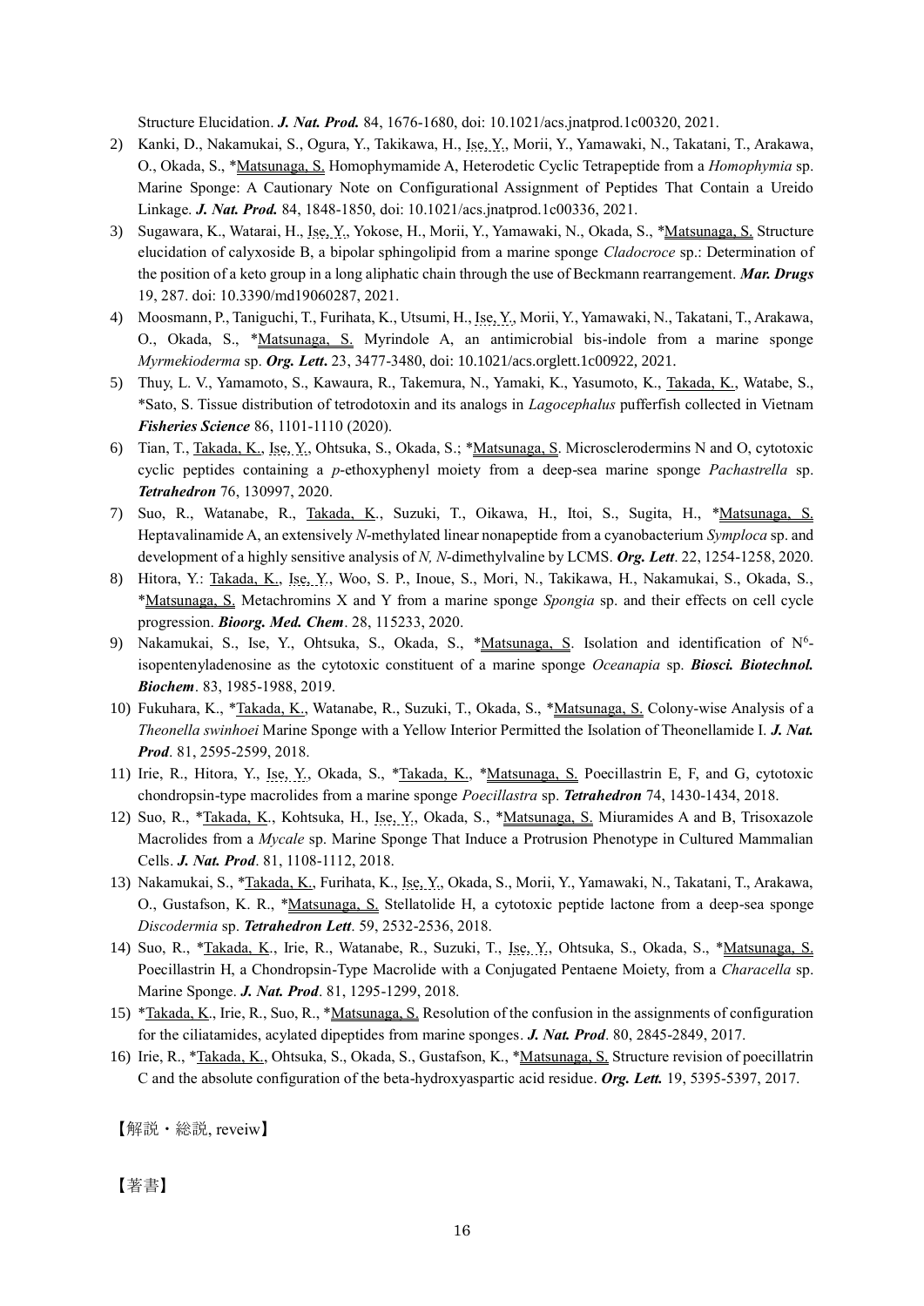Structure Elucidation. ***J. Nat. Prod.*** 84, 1676-1680, doi: 10.1021/acs.jnatprod.1c00320, 2021.

2) Kanki, D., Nakamukai, S., Ogura, Y., Takikawa, H., Ise, Y., Morii, Y., Yamawaki, N., Takatani, T., Arakawa, O., Okada, S., *Matsunaga, S. Homophymamide A, Heterodetic Cyclic Tetrapeptide from a *Homophymia* sp. Marine Sponge: A Cautionary Note on Configurational Assignment of Peptides That Contain a Ureido Linkage. ***J. Nat. Prod.*** 84, 1848-1850, doi: 10.1021/acs.jnatprod.1c00336, 2021.
3) Sugawara, K., Watarai, H., Ise, Y., Yokose, H., Morii, Y., Yamawaki, N., Okada, S., *Matsunaga, S. Structure elucidation of calyxoside B, a bipolar sphingolipid from a marine sponge *Cladocroce* sp.: Determination of the position of a keto group in a long aliphatic chain through the use of Beckmann rearrangement. ***Mar. Drugs*** 19, 287. doi: 10.3390/md19060287, 2021.
4) Moosmann, P., Taniguchi, T., Furihata, K., Utsumi, H., Ise, Y., Morii, Y., Yamawaki, N., Takatani, T., Arakawa, O., Okada, S., *Matsunaga, S. Myrindole A, an antimicrobial bis-indole from a marine sponge *Myrmekioderma* sp. ***Org. Lett***. 23, 3477-3480, doi: 10.1021/acs.orglett.1c00922, 2021.
5) Thuy, L. V., Yamamoto, S., Kawaura, R., Takemura, N., Yamaki, K., Yasumoto, K., Takada, K., Watabe, S., *Sato, S. Tissue distribution of tetrodotoxin and its analogs in *Lagocephalus* pufferfish collected in Vietnam ***Fisheries Science*** 86, 1101-1110 (2020).
6) Tian, T., Takada, K., Ise, Y., Ohtsuka, S., Okada, S.; *Matsunaga, S. Microsclerodermins N and O, cytotoxic cyclic peptides containing a *p*-ethoxyphenyl moiety from a deep-sea marine sponge *Pachastrella* sp. ***Tetrahedron*** 76, 130997, 2020.
7) Suo, R., Watanabe, R., Takada, K., Suzuki, T., Oikawa, H., Itoi, S., Sugita, H., *Matsunaga, S. Heptavalinamide A, an extensively *N*-methylated linear nonapeptide from a cyanobacterium *Symploca* sp. and development of a highly sensitive analysis of *N, N*-dimethylvaline by LCMS. ***Org. Lett***. 22, 1254-1258, 2020.
8) Hitora, Y.: Takada, K., Ise, Y., Woo, S. P., Inoue, S., Mori, N., Takikawa, H., Nakamukai, S., Okada, S., *Matsunaga, S. Metachromins X and Y from a marine sponge *Spongia* sp. and their effects on cell cycle progression. ***Bioorg. Med. Chem***. 28, 115233, 2020.
9) Nakamukai, S., Ise, Y., Ohtsuka, S., Okada, S., *Matsunaga, S. Isolation and identification of $N^6$-isopentenyladenosine as the cytotoxic constituent of a marine sponge *Oceanapia* sp. ***Biosci. Biotechnol. Biochem***. 83, 1985-1988, 2019.
10) Fukuhara, K., *Takada, K., Watanabe, R., Suzuki, T., Okada, S., *Matsunaga, S. Colony-wise Analysis of a *Theonella swinhoei* Marine Sponge with a Yellow Interior Permitted the Isolation of Theonellamide I. ***J. Nat. Prod***. 81, 2595-2599, 2018.
11) Irie, R., Hitora, Y., Ise, Y., Okada, S., *Takada, K., *Matsunaga, S. Poecillastrin E, F, and G, cytotoxic chondropsin-type macrolides from a marine sponge *Poecillastra* sp. ***Tetrahedron*** 74, 1430-1434, 2018.
12) Suo, R., *Takada, K., Kohtsuka, H., Ise, Y., Okada, S., *Matsunaga, S. Miuramides A and B, Trisoxazole Macrolides from a *Mycale* sp. Marine Sponge That Induce a Protrusion Phenotype in Cultured Mammalian Cells. ***J. Nat. Prod***. 81, 1108-1112, 2018.
13) Nakamukai, S., *Takada, K., Furihata, K., Ise, Y., Okada, S., Morii, Y., Yamawaki, N., Takatani, T., Arakawa, O., Gustafson, K. R., *Matsunaga, S. Stellatolide H, a cytotoxic peptide lactone from a deep-sea sponge *Discodermia* sp. ***Tetrahedron Lett***. 59, 2532-2536, 2018.
14) Suo, R., *Takada, K., Irie, R., Watanabe, R., Suzuki, T., Ise, Y., Ohtsuka, S., Okada, S., *Matsunaga, S. Poecillastrin H, a Chondropsin-Type Macrolide with a Conjugated Pentaene Moiety, from a *Characella* sp. Marine Sponge. ***J. Nat. Prod***. 81, 1295-1299, 2018.
15) *Takada, K., Irie, R., Suo, R., *Matsunaga, S. Resolution of the confusion in the assignments of configuration for the ciliatamides, acylated dipeptides from marine sponges. ***J. Nat. Prod***. 80, 2845-2849, 2017.
16) Irie, R., *Takada, K., Ohtsuka, S., Okada, S., Gustafson, K., *Matsunaga, S. Structure revision of poecillatrin C and the absolute configuration of the beta-hydroxyaspartic acid residue. ***Org. Lett.*** 19, 5395-5397, 2017.

【解説・総説, reveiw】

【著書】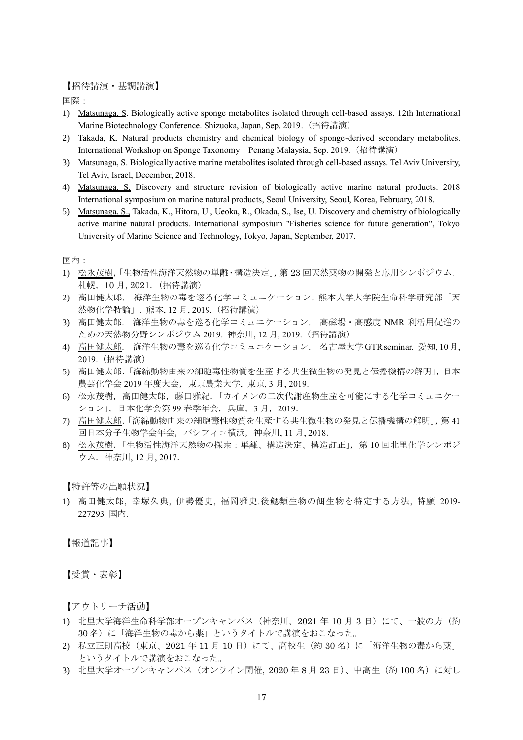【招待講演・基調講演】

国際：

1) Matsunaga, S. Biologically active sponge metabolites isolated through cell-based assays. 12th International Marine Biotechnology Conference. Shizuoka, Japan, Sep. 2019.（招待講演）
2) Takada, K. Natural products chemistry and chemical biology of sponge-derived secondary metabolites. International Workshop on Sponge Taxonomy　Penang Malaysia, Sep. 2019.（招待講演）
3) Matsunaga, S. Biologically active marine metabolites isolated through cell-based assays. Tel Aviv University, Tel Aviv, Israel, December, 2018.
4) Matsunaga, S. Discovery and structure revision of biologically active marine natural products. 2018 International symposium on marine natural products, Seoul University, Seoul, Korea, February, 2018.
5) Matsunaga, S., Takada, K., Hitora, U., Ueoka, R., Okada, S., Ise, U. Discovery and chemistry of biologically active marine natural products. International symposium "Fisheries science for future generation", Tokyo University of Marine Science and Technology, Tokyo, Japan, September, 2017.

国内：

1) 松永茂樹,「生物活性海洋天然物の単離・構造決定」, 第 23 回天然薬物の開発と応用シンポジウム，札幌，10 月, 2021．（招待講演）
2) 高田健太郎．海洋生物の毒を巡る化学コミュニケーション．熊本大学大学院生命科学研究部「天然物化学特論」．熊本, 12 月, 2019.（招待講演）
3) 高田健太郎．海洋生物の毒を巡る化学コミュニケーション．高磁場・高感度 NMR 利活用促進のための天然物分野シンポジウム 2019. 神奈川, 12 月, 2019.（招待講演）
4) 高田健太郎．海洋生物の毒を巡る化学コミュニケーション．名古屋大学 GTR seminar. 愛知, 10 月, 2019.（招待講演）
5) 高田健太郎.「海綿動物由来の細胞毒性物質を生産する共生微生物の発見と伝播機構の解明」, 日本農芸化学会 2019 年度大会，東京農業大学, 東京, 3 月, 2019.
6) 松永茂樹，高田健太郎，藤田雅紀．「カイメンの二次代謝産物生産を可能にする化学コミュニケーション」，日本化学会第 99 春季年会，兵庫，3 月，2019.
7) 高田健太郎.「海綿動物由来の細胞毒性物質を生産する共生微生物の発見と伝播機構の解明」, 第 41 回日本分子生物学会年会，パシフィコ横浜，神奈川, 11 月, 2018.
8) 松永茂樹．「生物活性海洋天然物の探索：単離、構造決定、構造訂正」，第 10 回北里化学シンポジウム．神奈川, 12 月, 2017.

【特許等の出願状況】

1) 高田健太郎，幸塚久典，伊勢優史，福岡雅史.後鰓類生物の餌生物を特定する方法，特願 2019-227293 国内.

【報道記事】

【受賞・表彰】

【アウトリーチ活動】

1) 北里大学海洋生命科学部オープンキャンパス（神奈川、2021 年 10 月 3 日）にて、一般の方（約 30 名）に「海洋生物の毒から薬」というタイトルで講演をおこなった。
2) 私立正則高校（東京、2021 年 11 月 10 日）にて、高校生（約 30 名）に「海洋生物の毒から薬」というタイトルで講演をおこなった。
3) 北里大学オープンキャンパス（オンライン開催, 2020 年 8 月 23 日）、中高生（約 100 名）に対し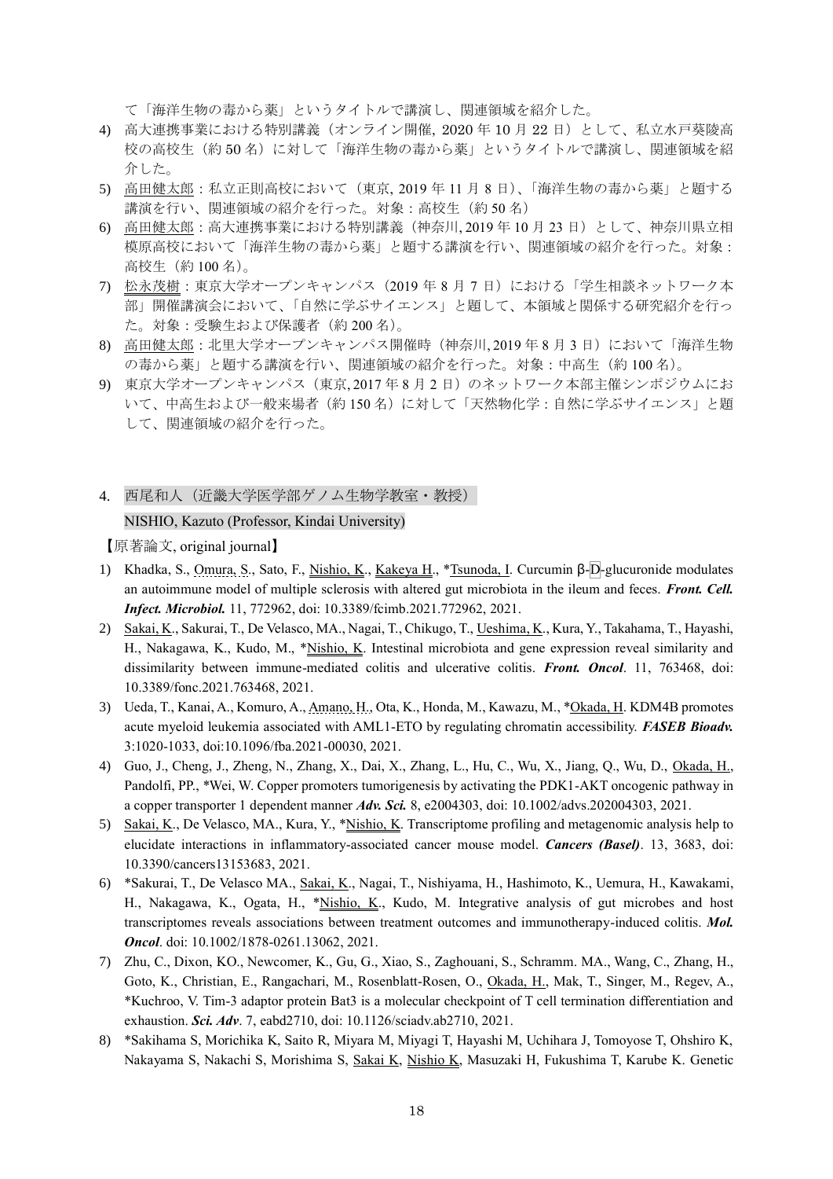て「海洋生物の毒から薬」というタイトルで講演し、関連領域を紹介した。

4) 高大連携事業における特別講義（オンライン開催, 2020 年 10 月 22 日）として、私立水戸葵陵高校の高校生（約 50 名）に対して「海洋生物の毒から薬」というタイトルで講演し、関連領域を紹介した。
5) 高田健太郎：私立正則高校において（東京, 2019 年 11 月 8 日）、「海洋生物の毒から薬」と題する講演を行い、関連領域の紹介を行った。対象：高校生（約 50 名）
6) 高田健太郎：高大連携事業における特別講義（神奈川, 2019 年 10 月 23 日）として、神奈川県立相模原高校において「海洋生物の毒から薬」と題する講演を行い、関連領域の紹介を行った。対象：高校生（約 100 名）。
7) 松永茂樹：東京大学オープンキャンパス（2019 年 8 月 7 日）における「学生相談ネットワーク本部」開催講演会において、「自然に学ぶサイエンス」と題して、本領域と関係する研究紹介を行った。対象：受験生および保護者（約 200 名）。
8) 高田健太郎：北里大学オープンキャンパス開催時（神奈川, 2019 年 8 月 3 日）において「海洋生物の毒から薬」と題する講演を行い、関連領域の紹介を行った。対象：中高生（約 100 名）。
9) 東京大学オープンキャンパス（東京, 2017 年 8 月 2 日）のネットワーク本部主催シンポジウムにおいて、中高生および一般来場者（約 150 名）に対して「天然物化学：自然に学ぶサイエンス」と題して、関連領域の紹介を行った。

## 4. 西尾和人（近畿大学医学部ゲノム生物学教室・教授）

NISHIO, Kazuto (Professor, Kindai University)

【原著論文, original journal】

1) Khadka, S., Omura, S., Sato, F., Nishio, K., Kakeya H., *Tsunoda, I. Curcumin β-D-glucuronide modulates an autoimmune model of multiple sclerosis with altered gut microbiota in the ileum and feces. ***Front. Cell. Infect. Microbiol.*** 11, 772962, doi: 10.3389/fcimb.2021.772962, 2021.
2) Sakai, K., Sakurai, T., De Velasco, MA., Nagai, T., Chikugo, T., Ueshima, K., Kura, Y., Takahama, T., Hayashi, H., Nakagawa, K., Kudo, M., *Nishio, K. Intestinal microbiota and gene expression reveal similarity and dissimilarity between immune-mediated colitis and ulcerative colitis. ***Front. Oncol***. 11, 763468, doi: 10.3389/fonc.2021.763468, 2021.
3) Ueda, T., Kanai, A., Komuro, A., Amano, H., Ota, K., Honda, M., Kawazu, M., *Okada, H. KDM4B promotes acute myeloid leukemia associated with AML1-ETO by regulating chromatin accessibility. ***FASEB Bioadv.*** 3:1020-1033, doi:10.1096/fba.2021-00030, 2021.
4) Guo, J., Cheng, J., Zheng, N., Zhang, X., Dai, X., Zhang, L., Hu, C., Wu, X., Jiang, Q., Wu, D., Okada, H., Pandolfi, PP., *Wei, W. Copper promoters tumorigenesis by activating the PDK1-AKT oncogenic pathway in a copper transporter 1 dependent manner ***Adv. Sci.*** 8, e2004303, doi: 10.1002/advs.202004303, 2021.
5) Sakai, K., De Velasco, MA., Kura, Y., *Nishio, K. Transcriptome profiling and metagenomic analysis help to elucidate interactions in inflammatory-associated cancer mouse model. ***Cancers (Basel)***. 13, 3683, doi: 10.3390/cancers13153683, 2021.
6) *Sakurai, T., De Velasco MA., Sakai, K., Nagai, T., Nishiyama, H., Hashimoto, K., Uemura, H., Kawakami, H., Nakagawa, K., Ogata, H., *Nishio, K., Kudo, M. Integrative analysis of gut microbes and host transcriptomes reveals associations between treatment outcomes and immunotherapy-induced colitis. ***Mol. Oncol***. doi: 10.1002/1878-0261.13062, 2021.
7) Zhu, C., Dixon, KO., Newcomer, K., Gu, G., Xiao, S., Zaghouani, S., Schramm. MA., Wang, C., Zhang, H., Goto, K., Christian, E., Rangachari, M., Rosenblatt-Rosen, O., Okada, H., Mak, T., Singer, M., Regev, A., *Kuchroo, V. Tim-3 adaptor protein Bat3 is a molecular checkpoint of T cell termination differentiation and exhaustion. ***Sci. Adv***. 7, eabd2710, doi: 10.1126/sciadv.ab2710, 2021.
8) *Sakihama S, Morichika K, Saito R, Miyara M, Miyagi T, Hayashi M, Uchihara J, Tomoyose T, Ohshiro K, Nakayama S, Nakachi S, Morishima S, Sakai K, Nishio K, Masuzaki H, Fukushima T, Karube K. Genetic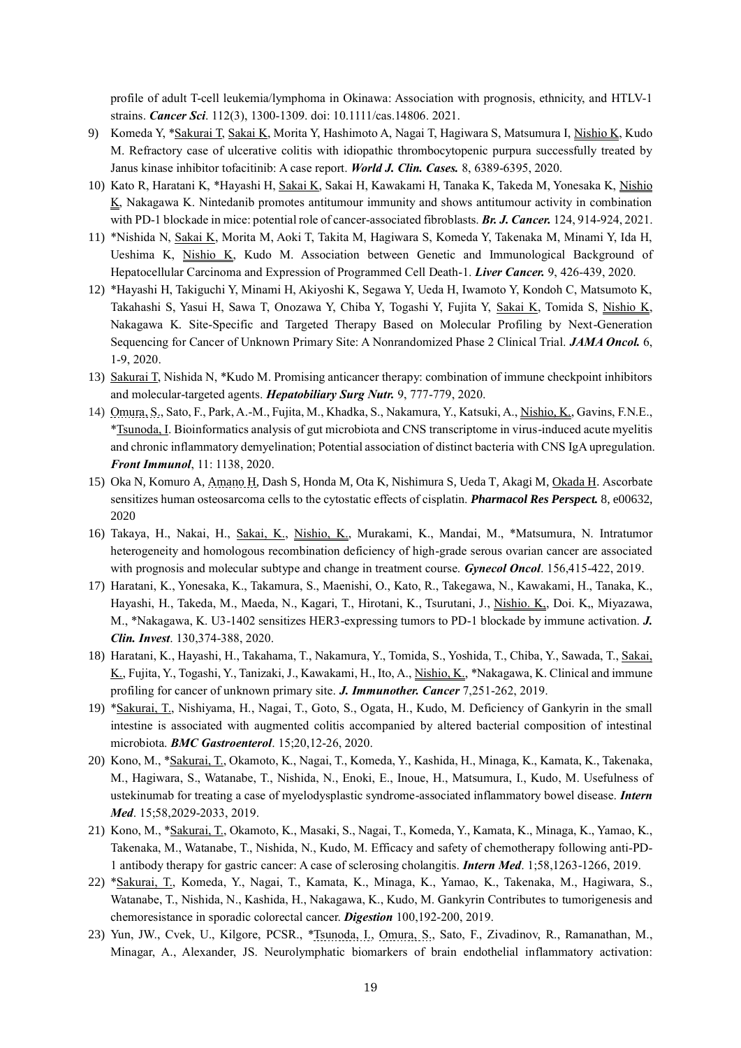profile of adult T-cell leukemia/lymphoma in Okinawa: Association with prognosis, ethnicity, and HTLV-1 strains. ***Cancer Sci***. 112(3), 1300-1309. doi: 10.1111/cas.14806. 2021.

9) Komeda Y, *Sakurai T, Sakai K, Morita Y, Hashimoto A, Nagai T, Hagiwara S, Matsumura I, Nishio K, Kudo M. Refractory case of ulcerative colitis with idiopathic thrombocytopenic purpura successfully treated by Janus kinase inhibitor tofacitinib: A case report. ***World J. Clin. Cases.*** 8, 6389-6395, 2020.
10) Kato R, Haratani K, *Hayashi H, Sakai K, Sakai H, Kawakami H, Tanaka K, Takeda M, Yonesaka K, Nishio K, Nakagawa K. Nintedanib promotes antitumour immunity and shows antitumour activity in combination with PD-1 blockade in mice: potential role of cancer-associated fibroblasts. ***Br. J. Cancer.*** 124, 914-924, 2021.
11) *Nishida N, Sakai K, Morita M, Aoki T, Takita M, Hagiwara S, Komeda Y, Takenaka M, Minami Y, Ida H, Ueshima K, Nishio K, Kudo M. Association between Genetic and Immunological Background of Hepatocellular Carcinoma and Expression of Programmed Cell Death-1. ***Liver Cancer.*** 9, 426-439, 2020.
12) *Hayashi H, Takiguchi Y, Minami H, Akiyoshi K, Segawa Y, Ueda H, Iwamoto Y, Kondoh C, Matsumoto K, Takahashi S, Yasui H, Sawa T, Onozawa Y, Chiba Y, Togashi Y, Fujita Y, Sakai K, Tomida S, Nishio K, Nakagawa K. Site-Specific and Targeted Therapy Based on Molecular Profiling by Next-Generation Sequencing for Cancer of Unknown Primary Site: A Nonrandomized Phase 2 Clinical Trial. ***JAMA Oncol.*** 6, 1-9, 2020.
13) Sakurai T, Nishida N, *Kudo M. Promising anticancer therapy: combination of immune checkpoint inhibitors and molecular-targeted agents. ***Hepatobiliary Surg Nutr.*** 9, 777-779, 2020.
14) Omura, S., Sato, F., Park, A.-M., Fujita, M., Khadka, S., Nakamura, Y., Katsuki, A., Nishio, K., Gavins, F.N.E., *Tsunoda, I. Bioinformatics analysis of gut microbiota and CNS transcriptome in virus-induced acute myelitis and chronic inflammatory demyelination; Potential association of distinct bacteria with CNS IgA upregulation. ***Front Immunol***, 11: 1138, 2020.
15) Oka N, Komuro A, Amano H, Dash S, Honda M, Ota K, Nishimura S, Ueda T, Akagi M, Okada H. Ascorbate sensitizes human osteosarcoma cells to the cytostatic effects of cisplatin. ***Pharmacol Res Perspect.*** 8, e00632, 2020
16) Takaya, H., Nakai, H., Sakai, K., Nishio, K., Murakami, K., Mandai, M., *Matsumura, N. Intratumor heterogeneity and homologous recombination deficiency of high-grade serous ovarian cancer are associated with prognosis and molecular subtype and change in treatment course. ***Gynecol Oncol***. 156,415-422, 2019.
17) Haratani, K., Yonesaka, K., Takamura, S., Maenishi, O., Kato, R., Takegawa, N., Kawakami, H., Tanaka, K., Hayashi, H., Takeda, M., Maeda, N., Kagari, T., Hirotani, K., Tsurutani, J., Nishio. K,, Doi. K,, Miyazawa, M., *Nakagawa, K. U3-1402 sensitizes HER3-expressing tumors to PD-1 blockade by immune activation. ***J. Clin. Invest***. 130,374-388, 2020.
18) Haratani, K., Hayashi, H., Takahama, T., Nakamura, Y., Tomida, S., Yoshida, T., Chiba, Y., Sawada, T., Sakai, K., Fujita, Y., Togashi, Y., Tanizaki, J., Kawakami, H., Ito, A., Nishio, K., *Nakagawa, K. Clinical and immune profiling for cancer of unknown primary site. ***J. Immunother. Cancer*** 7,251-262, 2019.
19) *Sakurai, T., Nishiyama, H., Nagai, T., Goto, S., Ogata, H., Kudo, M. Deficiency of Gankyrin in the small intestine is associated with augmented colitis accompanied by altered bacterial composition of intestinal microbiota. ***BMC Gastroenterol***. 15;20,12-26, 2020.
20) Kono, M., *Sakurai, T., Okamoto, K., Nagai, T., Komeda, Y., Kashida, H., Minaga, K., Kamata, K., Takenaka, M., Hagiwara, S., Watanabe, T., Nishida, N., Enoki, E., Inoue, H., Matsumura, I., Kudo, M. Usefulness of ustekinumab for treating a case of myelodysplastic syndrome-associated inflammatory bowel disease. ***Intern Med***. 15;58,2029-2033, 2019.
21) Kono, M., *Sakurai, T., Okamoto, K., Masaki, S., Nagai, T., Komeda, Y., Kamata, K., Minaga, K., Yamao, K., Takenaka, M., Watanabe, T., Nishida, N., Kudo, M. Efficacy and safety of chemotherapy following anti-PD-1 antibody therapy for gastric cancer: A case of sclerosing cholangitis. ***Intern Med***. 1;58,1263-1266, 2019.
22) *Sakurai, T., Komeda, Y., Nagai, T., Kamata, K., Minaga, K., Yamao, K., Takenaka, M., Hagiwara, S., Watanabe, T., Nishida, N., Kashida, H., Nakagawa, K., Kudo, M. Gankyrin Contributes to tumorigenesis and chemoresistance in sporadic colorectal cancer. ***Digestion*** 100,192-200, 2019.
23) Yun, JW., Cvek, U., Kilgore, PCSR., *Tsunoda, I., Omura, S., Sato, F., Zivadinov, R., Ramanathan, M., Minagar, A., Alexander, JS. Neurolymphatic biomarkers of brain endothelial inflammatory activation: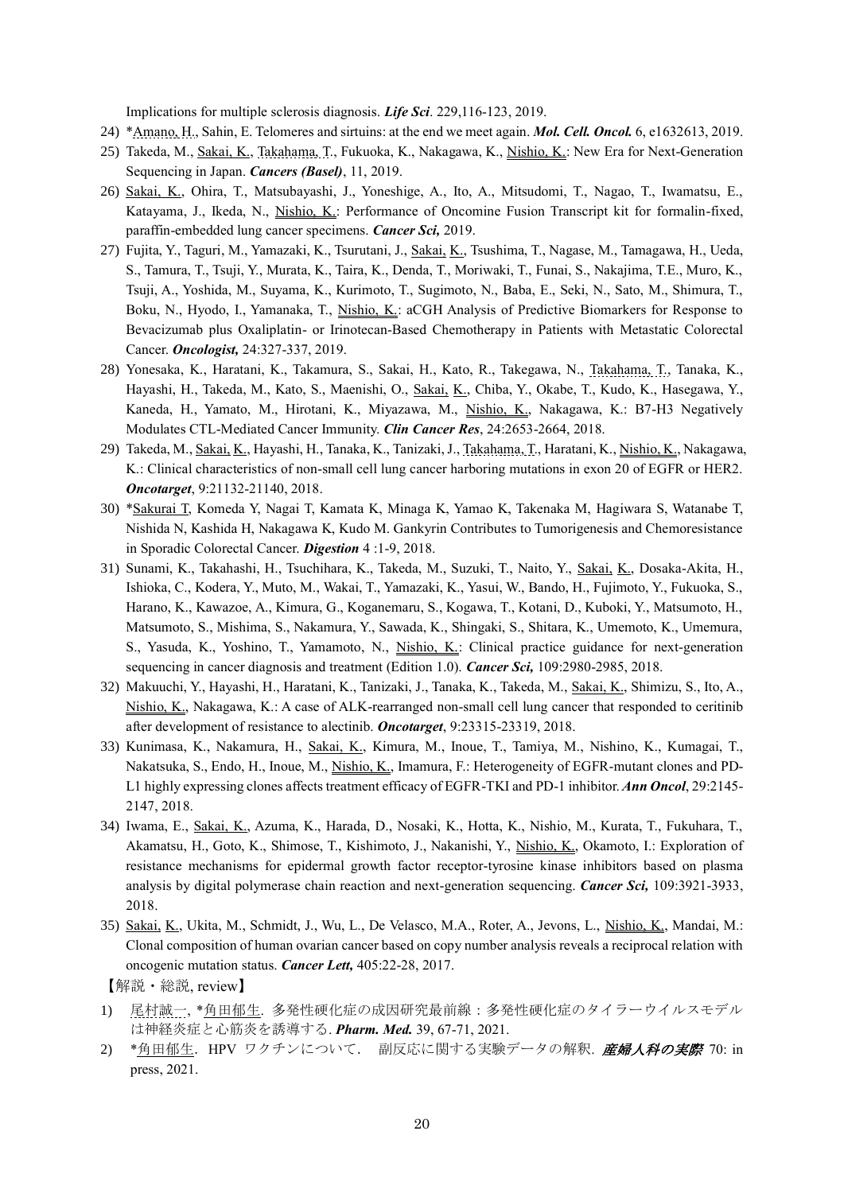Implications for multiple sclerosis diagnosis. ***Life Sci***. 229,116-123, 2019.

24) *Amano, H., Sahin, E. Telomeres and sirtuins: at the end we meet again. ***Mol. Cell. Oncol.*** 6, e1632613, 2019.
25) Takeda, M., Sakai, K., Takahama, T., Fukuoka, K., Nakagawa, K., Nishio, K.: New Era for Next-Generation Sequencing in Japan. ***Cancers (Basel)***, 11, 2019.
26) Sakai, K., Ohira, T., Matsubayashi, J., Yoneshige, A., Ito, A., Mitsudomi, T., Nagao, T., Iwamatsu, E., Katayama, J., Ikeda, N., Nishio, K.: Performance of Oncomine Fusion Transcript kit for formalin-fixed, paraffin-embedded lung cancer specimens. ***Cancer Sci,*** 2019.
27) Fujita, Y., Taguri, M., Yamazaki, K., Tsurutani, J., Sakai, K., Tsushima, T., Nagase, M., Tamagawa, H., Ueda, S., Tamura, T., Tsuji, Y., Murata, K., Taira, K., Denda, T., Moriwaki, T., Funai, S., Nakajima, T.E., Muro, K., Tsuji, A., Yoshida, M., Suyama, K., Kurimoto, T., Sugimoto, N., Baba, E., Seki, N., Sato, M., Shimura, T., Boku, N., Hyodo, I., Yamanaka, T., Nishio, K.: aCGH Analysis of Predictive Biomarkers for Response to Bevacizumab plus Oxaliplatin- or Irinotecan-Based Chemotherapy in Patients with Metastatic Colorectal Cancer. ***Oncologist,*** 24:327-337, 2019.
28) Yonesaka, K., Haratani, K., Takamura, S., Sakai, H., Kato, R., Takegawa, N., Takahama, T., Tanaka, K., Hayashi, H., Takeda, M., Kato, S., Maenishi, O., Sakai, K., Chiba, Y., Okabe, T., Kudo, K., Hasegawa, Y., Kaneda, H., Yamato, M., Hirotani, K., Miyazawa, M., Nishio, K., Nakagawa, K.: B7-H3 Negatively Modulates CTL-Mediated Cancer Immunity. ***Clin Cancer Res***, 24:2653-2664, 2018.
29) Takeda, M., Sakai, K., Hayashi, H., Tanaka, K., Tanizaki, J., Takahama, T., Haratani, K., Nishio, K., Nakagawa, K.: Clinical characteristics of non-small cell lung cancer harboring mutations in exon 20 of EGFR or HER2. ***Oncotarget***, 9:21132-21140, 2018.
30) *Sakurai T, Komeda Y, Nagai T, Kamata K, Minaga K, Yamao K, Takenaka M, Hagiwara S, Watanabe T, Nishida N, Kashida H, Nakagawa K, Kudo M. Gankyrin Contributes to Tumorigenesis and Chemoresistance in Sporadic Colorectal Cancer. ***Digestion*** 4 :1-9, 2018.
31) Sunami, K., Takahashi, H., Tsuchihara, K., Takeda, M., Suzuki, T., Naito, Y., Sakai, K., Dosaka-Akita, H., Ishioka, C., Kodera, Y., Muto, M., Wakai, T., Yamazaki, K., Yasui, W., Bando, H., Fujimoto, Y., Fukuoka, S., Harano, K., Kawazoe, A., Kimura, G., Koganemaru, S., Kogawa, T., Kotani, D., Kuboki, Y., Matsumoto, H., Matsumoto, S., Mishima, S., Nakamura, Y., Sawada, K., Shingaki, S., Shitara, K., Umemoto, K., Umemura, S., Yasuda, K., Yoshino, T., Yamamoto, N., Nishio, K.: Clinical practice guidance for next-generation sequencing in cancer diagnosis and treatment (Edition 1.0). ***Cancer Sci,*** 109:2980-2985, 2018.
32) Makuuchi, Y., Hayashi, H., Haratani, K., Tanizaki, J., Tanaka, K., Takeda, M., Sakai, K., Shimizu, S., Ito, A., Nishio, K., Nakagawa, K.: A case of ALK-rearranged non-small cell lung cancer that responded to ceritinib after development of resistance to alectinib. ***Oncotarget***, 9:23315-23319, 2018.
33) Kunimasa, K., Nakamura, H., Sakai, K., Kimura, M., Inoue, T., Tamiya, M., Nishino, K., Kumagai, T., Nakatsuka, S., Endo, H., Inoue, M., Nishio, K., Imamura, F.: Heterogeneity of EGFR-mutant clones and PD-L1 highly expressing clones affects treatment efficacy of EGFR-TKI and PD-1 inhibitor. ***Ann Oncol***, 29:2145-2147, 2018.
34) Iwama, E., Sakai, K., Azuma, K., Harada, D., Nosaki, K., Hotta, K., Nishio, M., Kurata, T., Fukuhara, T., Akamatsu, H., Goto, K., Shimose, T., Kishimoto, J., Nakanishi, Y., Nishio, K., Okamoto, I.: Exploration of resistance mechanisms for epidermal growth factor receptor-tyrosine kinase inhibitors based on plasma analysis by digital polymerase chain reaction and next-generation sequencing. ***Cancer Sci,*** 109:3921-3933, 2018.
35) Sakai, K., Ukita, M., Schmidt, J., Wu, L., De Velasco, M.A., Roter, A., Jevons, L., Nishio, K., Mandai, M.: Clonal composition of human ovarian cancer based on copy number analysis reveals a reciprocal relation with oncogenic mutation status. ***Cancer Lett,*** 405:22-28, 2017.

【解説・総説, review】

1) 尾村誠一, *角田郁生. 多発性硬化症の成因研究最前線：多発性硬化症のタイラーウイルスモデルは神経炎症と心筋炎を誘導する. ***Pharm. Med.*** 39, 67-71, 2021.
2) *角田郁生. HPV ワクチンについて. 副反応に関する実験データの解釈. ***産婦人科の実際*** 70: in press, 2021.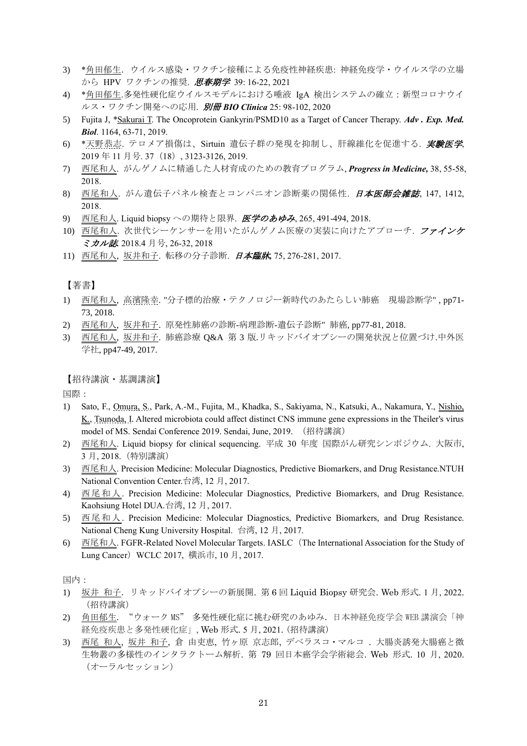3) *角田郁生．ウイルス感染・ワクチン接種による免疫性神経疾患: 神経免疫学・ウイルス学の立場から HPV ワクチンの推奨. ***思春期学*** 39: 16-22, 2021
4) *角田郁生.多発性硬化症ウイルスモデルにおける唾液 IgA 検出システムの確立：新型コロナウイルス・ワクチン開発への応用. ***別冊 BIO Clinica*** 25: 98-102, 2020
5) Fujita J, *Sakurai T. The Oncoprotein Gankyrin/PSMD10 as a Target of Cancer Therapy. ***Adv . Exp. Med. Biol***. 1164, 63-71, 2019.
6) *天野恭志. テロメア損傷は、Sirtuin 遺伝子群の発現を抑制し、肝線維化を促進する．***実験医学***, 2019 年 11 月号. 37（18）, 3123-3126, 2019.
7) 西尾和人. がんゲノムに精通した人材育成のための教育プログラム, ***Progress in Medicine,*** 38, 55-58, 2018.
8) 西尾和人. がん遺伝子パネル検査とコンパニオン診断薬の関係性．***日本医師会雑誌***, 147, 1412, 2018.
9) 西尾和人. Liquid biopsy への期待と限界. ***医学のあゆみ***, 265, 491-494, 2018.
10) 西尾和人. 次世代シーケンサーを用いたがんゲノム医療の実装に向けたアプローチ．***ファインケミカル誌*** 2018.4 月号, 26-32, 2018
11) 西尾和人, 坂井和子. 転移の分子診断．***日本臨牀***, 75, 276-281, 2017.

【著書】

1) 西尾和人, 高濱隆幸. "分子標的治療・テクノロジー新時代のあたらしい肺癌　現場診断学" , pp71-73, 2018.
2) 西尾和人, 坂井和子. 原発性肺癌の診断-病理診断-遺伝子診断" 肺癌, pp77-81, 2018.
3) 西尾和人, 坂井和子. 肺癌診療 Q&A 第 3 版.リキッドバイオプシーの開発状況と位置づけ.中外医学社, pp47-49, 2017.

【招待講演・基調講演】

国際：

1) Sato, F., Omura, S., Park, A.-M., Fujita, M., Khadka, S., Sakiyama, N., Katsuki, A., Nakamura, Y., Nishio, K., Tsunoda, I. Altered microbiota could affect distinct CNS immune gene expressions in the Theiler's virus model of MS. Sendai Conference 2019. Sendai, June, 2019. （招待講演）
2) 西尾和人. Liquid biopsy for clinical sequencing. 平成 30 年度 国際がん研究シンポジウム. 大阪市, 3 月, 2018.（特別講演）
3) 西尾和人. Precision Medicine: Molecular Diagnostics, Predictive Biomarkers, and Drug Resistance.NTUH National Convention Center.台湾, 12 月, 2017.
4) 西尾和人. Precision Medicine: Molecular Diagnostics, Predictive Biomarkers, and Drug Resistance. Kaohsiung Hotel DUA.台湾, 12 月, 2017.
5) 西尾和人. Precision Medicine: Molecular Diagnostics, Predictive Biomarkers, and Drug Resistance. National Cheng Kung University Hospital. 台湾, 12 月, 2017.
6) 西尾和人. FGFR-Related Novel Molecular Targets. IASLC（The International Association for the Study of Lung Cancer）WCLC 2017, 横浜市, 10 月, 2017.

国内：

1) 坂井 和子. リキッドバイオプシーの新展開. 第 6 回 Liquid Biopsy 研究会. Web 形式. 1 月, 2022.（招待講演）
2) 角田郁生. “ウォーク MS” 多発性硬化症に挑む研究のあゆみ. 日本神経免疫学会 WEB 講演会「神経免疫疾患と多発性硬化症」, Web 形式. 5 月, 2021.（招待講演）
3) 西尾 和人, 坂井 和子, 倉 由吏恵, 竹ヶ原 京志郎, デベラスコ・マルコ . 大腸炎誘発大腸癌と微生物叢の多様性のインタラクトーム解析. 第 79 回日本癌学会学術総会. Web 形式. 10 月, 2020.（オーラルセッション）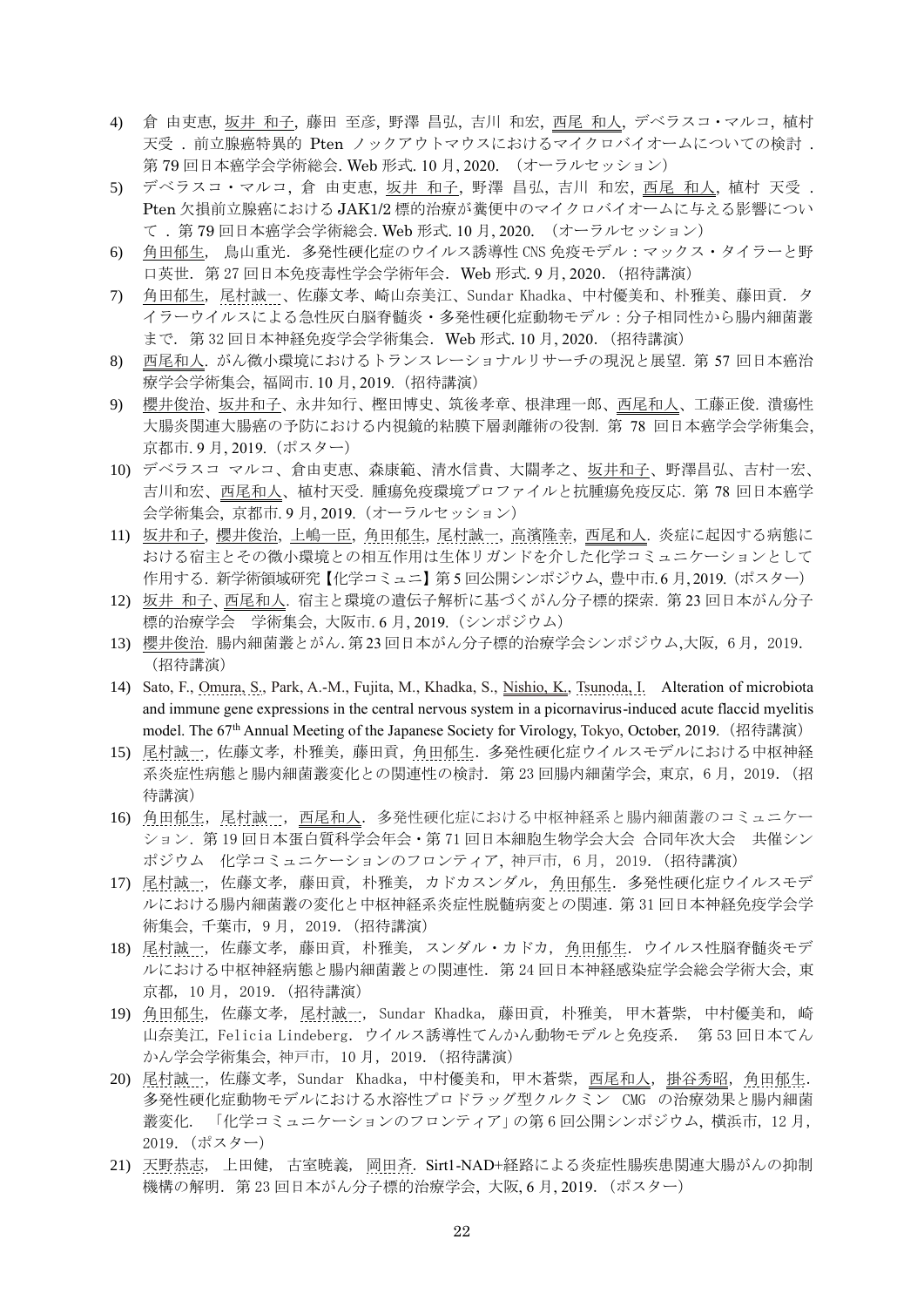4) 倉 由吏恵, 坂井 和子, 藤田 至彦, 野澤 昌弘, 吉川 和宏, 西尾 和人, デベラスコ・マルコ, 植村 天受 . 前立腺癌特異的 Pten ノックアウトマウスにおけるマイクロバイオームについての検討 . 第 79 回日本癌学会学術総会. Web 形式. 10 月, 2020. （オーラルセッション）
5) デベラスコ・マルコ, 倉 由吏恵, 坂井 和子, 野澤 昌弘, 吉川 和宏, 西尾 和人, 植村 天受 . Pten 欠損前立腺癌における JAK1/2 標的治療が糞便中のマイクロバイオームに与える影響について . 第 79 回日本癌学会学術総会. Web 形式. 10 月, 2020. （オーラルセッション）
6) 角田郁生, 鳥山重光. 多発性硬化症のウイルス誘導性 CNS 免疫モデル：マックス・タイラーと野口英世. 第 27 回日本免疫毒性学会学術年会. Web 形式. 9 月, 2020. （招待講演）
7) 角田郁生, 尾村誠一、佐藤文孝、崎山奈美江、Sundar Khadka、中村優美和、朴雅美、藤田貢. タイラーウイルスによる急性灰白脳脊髄炎・多発性硬化症動物モデル：分子相同性から腸内細菌叢まで. 第 32 回日本神経免疫学会学術集会. Web 形式. 10 月, 2020. （招待講演）
8) 西尾和人. がん微小環境におけるトランスレーショナルリサーチの現況と展望. 第 57 回日本癌治療学会学術集会, 福岡市. 10 月, 2019. （招待講演）
9) 櫻井俊治、坂井和子、永井知行、樫田博史、筑後孝章、根津理一郎、西尾和人、工藤正俊. 潰瘍性大腸炎関連大腸癌の予防における内視鏡的粘膜下層剥離術の役割. 第 78 回日本癌学会学術集会, 京都市. 9 月, 2019. （ポスター）
10) デベラスコ マルコ、倉由吏恵、森康範、清水信貴、大關孝之、坂井和子、野澤昌弘、吉村一宏、吉川和宏、西尾和人、植村天受. 腫瘍免疫環境プロファイルと抗腫瘍免疫反応. 第 78 回日本癌学会学術集会, 京都市. 9 月, 2019. （オーラルセッション）
11) 坂井和子, 櫻井俊治, 上嶋一臣, 角田郁生, 尾村誠一, 高濱隆幸, 西尾和人. 炎症に起因する病態における宿主とその微小環境との相互作用は生体リガンドを介した化学コミュニケーションとして作用する. 新学術領域研究【化学コミュニ】第 5 回公開シンポジウム, 豊中市. 6 月, 2019. （ポスター）
12) 坂井 和子、西尾和人. 宿主と環境の遺伝子解析に基づくがん分子標的探索. 第 23 回日本がん分子標的治療学会　学術集会, 大阪市. 6 月, 2019. （シンポジウム）
13) 櫻井俊治. 腸内細菌叢とがん. 第 23 回日本がん分子標的治療学会シンポジウム,大阪，6 月，2019. （招待講演）
14) Sato, F., Omura, S., Park, A.-M., Fujita, M., Khadka, S., Nishio, K., Tsunoda, I. Alteration of microbiota and immune gene expressions in the central nervous system in a picornavirus-induced acute flaccid myelitis model. The 67th Annual Meeting of the Japanese Society for Virology, Tokyo, October, 2019. （招待講演）
15) 尾村誠一，佐藤文孝，朴雅美，藤田貢，角田郁生. 多発性硬化症ウイルスモデルにおける中枢神経系炎症性病態と腸内細菌叢変化との関連性の検討. 第 23 回腸内細菌学会，東京，6 月，2019. （招待講演）
16) 角田郁生，尾村誠一，西尾和人. 多発性硬化症における中枢神経系と腸内細菌叢のコミュニケーション. 第 19 回日本蛋白質科学会年会・第 71 回日本細胞生物学会大会 合同年次大会　共催シンポジウム　化学コミュニケーションのフロンティア，神戸市，6 月，2019. （招待講演）
17) 尾村誠一，佐藤文孝，藤田貢，朴雅美，カドカスンダル，角田郁生. 多発性硬化症ウイルスモデルにおける腸内細菌叢の変化と中枢神経系炎症性脱髄病変との関連. 第 31 回日本神経免疫学会学術集会，千葉市，9 月，2019. （招待講演）
18) 尾村誠一，佐藤文孝，藤田貢，朴雅美，スンダル・カドカ，角田郁生. ウイルス性脳脊髄炎モデルにおける中枢神経病態と腸内細菌叢との関連性. 第 24 回日本神経感染症学会総会学術大会，東京都，10 月，2019. （招待講演）
19) 角田郁生，佐藤文孝，尾村誠一，Sundar Khadka，藤田貢，朴雅美，甲木蒼紫，中村優美和，崎山奈美江，Felicia Lindeberg. ウイルス誘導性てんかん動物モデルと免疫系.　第 53 回日本てんかん学会学術集会，神戸市，10 月，2019. （招待講演）
20) 尾村誠一，佐藤文孝，Sundar Khadka，中村優美和，甲木蒼紫，西尾和人，掛谷秀昭，角田郁生. 多発性硬化症動物モデルにおける水溶性プロドラッグ型クルクミン CMG の治療効果と腸内細菌叢変化. 「化学コミュニケーションのフロンティア」の第 6 回公開シンポジウム，横浜市，12 月，2019. （ポスター）
21) 天野恭志，上田健，古室暁義，岡田斉. Sirt1-NAD+経路による炎症性腸疾患関連大腸がんの抑制機構の解明. 第 23 回日本がん分子標的治療学会，大阪, 6 月, 2019. （ポスター）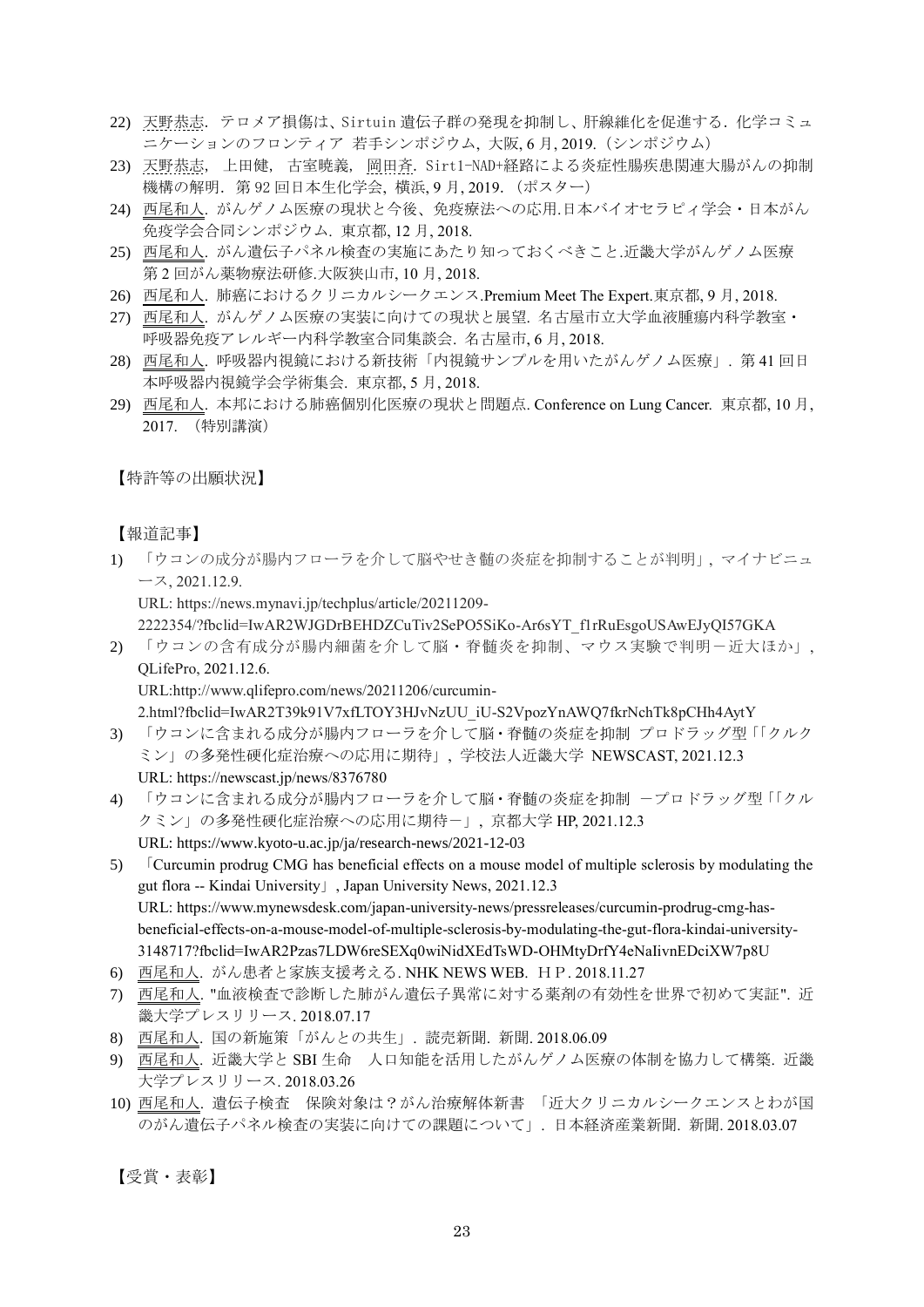22) 天野恭志．テロメア損傷は、Sirtuin 遺伝子群の発現を抑制し、肝線維化を促進する．化学コミュニケーションのフロンティア 若手シンポジウム, 大阪, 6 月, 2019.（シンポジウム）
23) 天野恭志, 上田健, 古室暁義, 岡田斉．Sirt1-NAD+経路による炎症性腸疾患関連大腸がんの抑制機構の解明．第 92 回日本生化学会, 横浜, 9 月, 2019.（ポスター）
24) 西尾和人．がんゲノム医療の現状と今後、免疫療法への応用.日本バイオセラピィ学会・日本がん免疫学会合同シンポジウム．東京都, 12 月, 2018.
25) 西尾和人．がん遺伝子パネル検査の実施にあたり知っておくべきこと.近畿大学がんゲノム医療第 2 回がん薬物療法研修.大阪狭山市, 10 月, 2018.
26) 西尾和人．肺癌におけるクリニカルシークエンス.Premium Meet The Expert.東京都, 9 月, 2018.
27) 西尾和人．がんゲノム医療の実装に向けての現状と展望．名古屋市立大学血液腫瘍内科学教室・呼吸器免疫アレルギー内科学教室合同集談会．名古屋市, 6 月, 2018.
28) 西尾和人．呼吸器内視鏡における新技術「内視鏡サンプルを用いたがんゲノム医療」．第 41 回日本呼吸器内視鏡学会学術集会．東京都, 5 月, 2018.
29) 西尾和人．本邦における肺癌個別化医療の現状と問題点. Conference on Lung Cancer. 東京都, 10 月, 2017.（特別講演）

【特許等の出願状況】

【報道記事】

1) 「ウコンの成分が腸内フローラを介して脳やせき髄の炎症を抑制することが判明」, マイナビニュース, 2021.12.9.
URL: https://news.mynavi.jp/techplus/article/20211209-2222354/?fbclid=IwAR2WJGDrBEHDZCuTiv2SePO5SiKo-Ar6sYT_f1rRuEsgoUSAwEJyQI57GKA
2) 「ウコンの含有成分が腸内細菌を介して脳・脊髄炎を抑制、マウス実験で判明－近大ほか」, QLifePro, 2021.12.6.
URL:http://www.qlifepro.com/news/20211206/curcumin-2.html?fbclid=IwAR2T39k91V7xfLTOY3HJvNzUU_iU-S2VpozYnAWQ7fkrNchTk8pCHh4AytY
3) 「ウコンに含まれる成分が腸内フローラを介して脳・脊髄の炎症を抑制 プロドラッグ型「「クルクミン」の多発性硬化症治療への応用に期待」, 学校法人近畿大学 NEWSCAST, 2021.12.3
URL: https://newscast.jp/news/8376780
4) 「ウコンに含まれる成分が腸内フローラを介して脳・脊髄の炎症を抑制 －プロドラッグ型「「クルクミン」の多発性硬化症治療への応用に期待－」, 京都大学 HP, 2021.12.3
URL: https://www.kyoto-u.ac.jp/ja/research-news/2021-12-03
5) 「Curcumin prodrug CMG has beneficial effects on a mouse model of multiple sclerosis by modulating the gut flora -- Kindai University」, Japan University News, 2021.12.3
URL: https://www.mynewsdesk.com/japan-university-news/pressreleases/curcumin-prodrug-cmg-has-beneficial-effects-on-a-mouse-model-of-multiple-sclerosis-by-modulating-the-gut-flora-kindai-university-3148717?fbclid=IwAR2Pzas7LDW6reSEXq0wiNidXEdTsWD-OHMtyDrfY4eNaIivnEDciXW7p8U
6) 西尾和人．がん患者と家族支援考える. NHK NEWS WEB．ＨＰ. 2018.11.27
7) 西尾和人. "血液検査で診断した肺がん遺伝子異常に対する薬剤の有効性を世界で初めて実証". 近畿大学プレスリリース. 2018.07.17
8) 西尾和人．国の新施策「がんとの共生」．読売新聞．新聞. 2018.06.09
9) 西尾和人．近畿大学と SBI 生命 人口知能を活用したがんゲノム医療の体制を協力して構築．近畿大学プレスリリース. 2018.03.26
10) 西尾和人．遺伝子検査 保険対象は？がん治療解体新書 「近大クリニカルシークエンスとわが国のがん遺伝子パネル検査の実装に向けての課題について」．日本経済産業新聞．新聞. 2018.03.07

【受賞・表彰】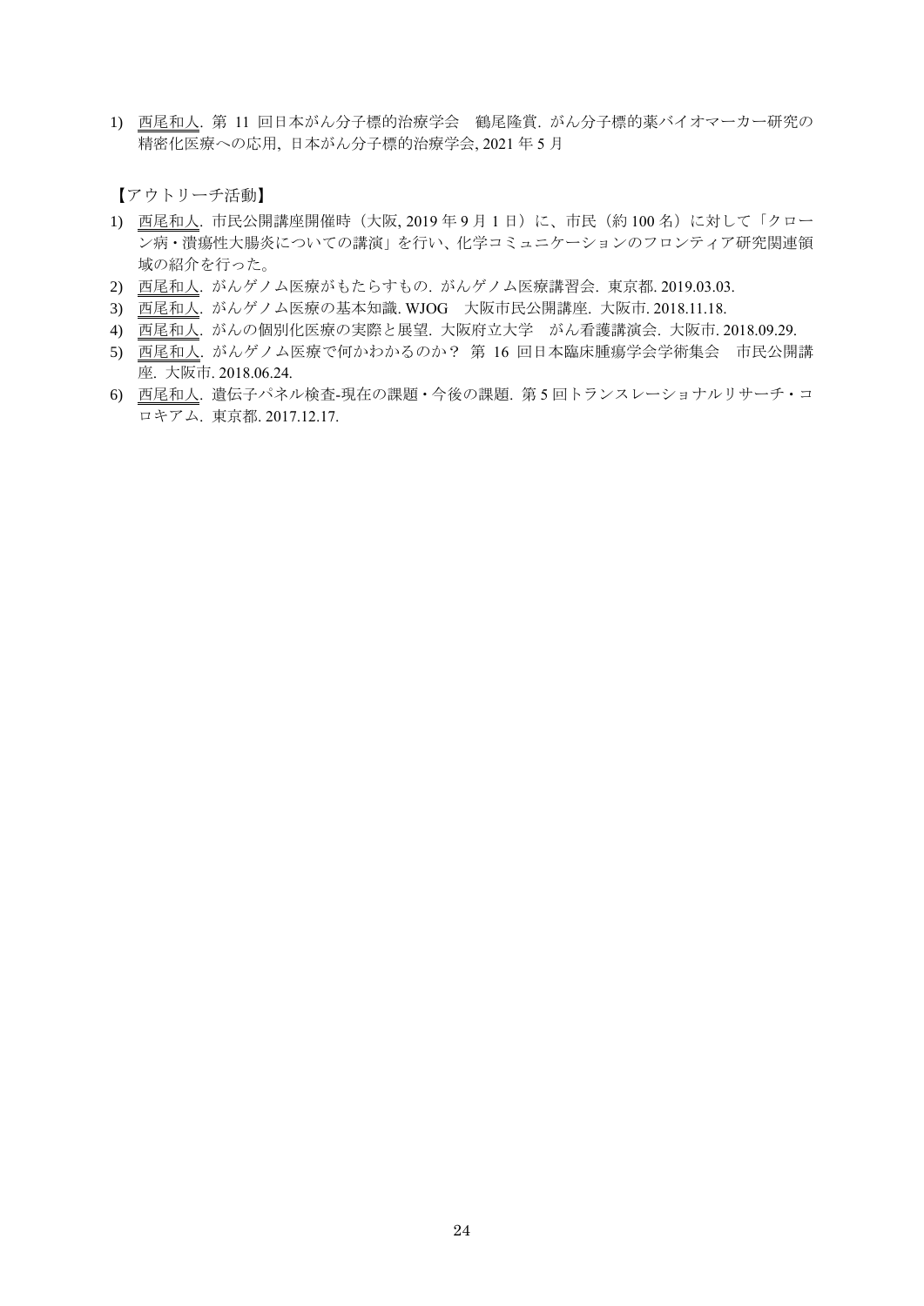1) 西尾和人. 第 11 回日本がん分子標的治療学会　鶴尾隆賞. がん分子標的薬バイオマーカー研究の精密化医療への応用, 日本がん分子標的治療学会, 2021 年 5 月

【アウトリーチ活動】

1) 西尾和人. 市民公開講座開催時（大阪, 2019 年 9 月 1 日）に、市民（約 100 名）に対して「クローン病・潰瘍性大腸炎についての講演」を行い、化学コミュニケーションのフロンティア研究関連領域の紹介を行った。
2) 西尾和人. がんゲノム医療がもたらすもの. がんゲノム医療講習会. 東京都. 2019.03.03.
3) 西尾和人. がんゲノム医療の基本知識. WJOG　大阪市民公開講座. 大阪市. 2018.11.18.
4) 西尾和人. がんの個別化医療の実際と展望. 大阪府立大学　がん看護講演会. 大阪市. 2018.09.29.
5) 西尾和人. がんゲノム医療で何かわかるのか？ 第 16 回日本臨床腫瘍学会学術集会　市民公開講座. 大阪市. 2018.06.24.
6) 西尾和人. 遺伝子パネル検査-現在の課題・今後の課題. 第 5 回トランスレーショナルリサーチ・コロキアム. 東京都. 2017.12.17.